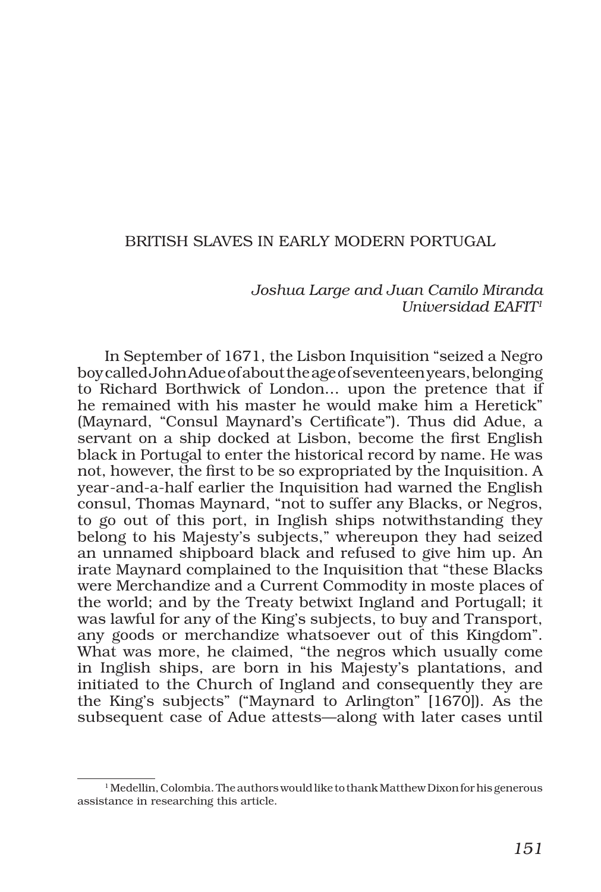# BRITISH SLAVES IN EARLY MODERN PORTUGAL

*Joshua Large and Juan Camilo Miranda*
*Universidad EAFIT*[1]

In September of 1671, the Lisbon Inquisition "seized a Negro boy called John Adue of about the age of seventeen years, belonging to Richard Borthwick of London… upon the pretence that if he remained with his master he would make him a Heretick" (Maynard, "Consul Maynard's Certificate"). Thus did Adue, a servant on a ship docked at Lisbon, become the first English black in Portugal to enter the historical record by name. He was not, however, the first to be so expropriated by the Inquisition. A year-and-a-half earlier the Inquisition had warned the English consul, Thomas Maynard, "not to suffer any Blacks, or Negros, to go out of this port, in Inglish ships notwithstanding they belong to his Majesty's subjects," whereupon they had seized an unnamed shipboard black and refused to give him up. An irate Maynard complained to the Inquisition that "these Blacks were Merchandize and a Current Commodity in moste places of the world; and by the Treaty betwixt Ingland and Portugall; it was lawful for any of the King's subjects, to buy and Transport, any goods or merchandize whatsoever out of this Kingdom". What was more, he claimed, "the negros which usually come in Inglish ships, are born in his Majesty's plantations, and initiated to the Church of Ingland and consequently they are the King's subjects" ("Maynard to Arlington" [1670]). As the subsequent case of Adue attests—along with later cases until

[1] Medellin, Colombia. The authors would like to thank Matthew Dixon for his generous assistance in researching this article.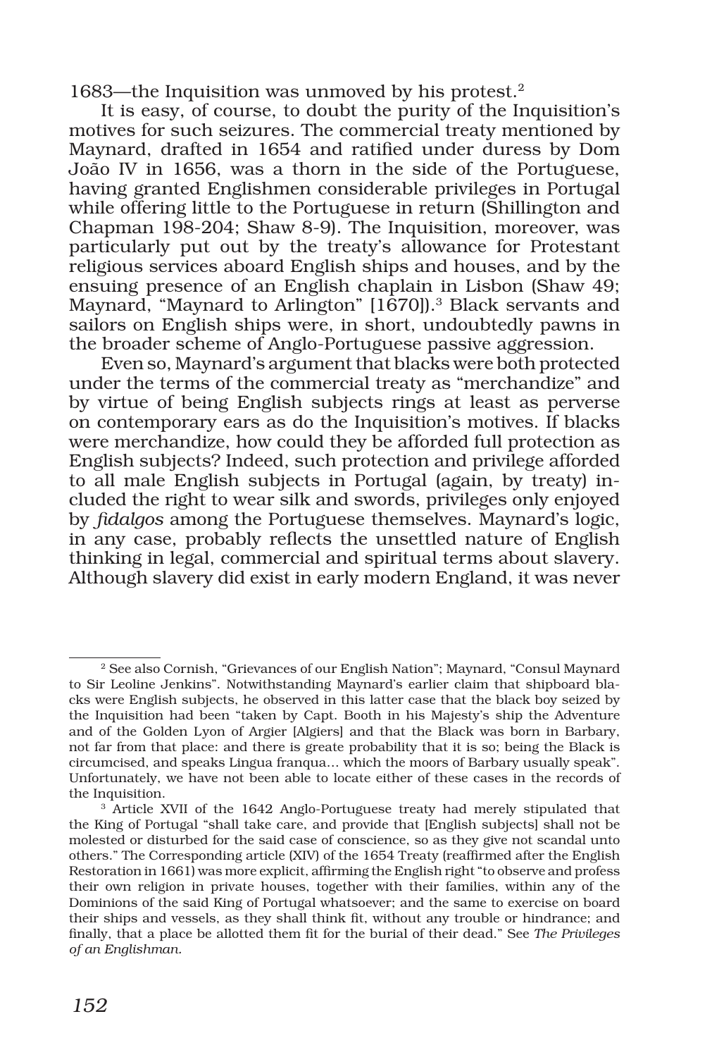1683—the Inquisition was unmoved by his protest.[2]

It is easy, of course, to doubt the purity of the Inquisition's motives for such seizures. The commercial treaty mentioned by Maynard, drafted in 1654 and ratified under duress by Dom João IV in 1656, was a thorn in the side of the Portuguese, having granted Englishmen considerable privileges in Portugal while offering little to the Portuguese in return (Shillington and Chapman 198-204; Shaw 8-9). The Inquisition, moreover, was particularly put out by the treaty's allowance for Protestant religious services aboard English ships and houses, and by the ensuing presence of an English chaplain in Lisbon (Shaw 49; Maynard, "Maynard to Arlington" [1670]).[3] Black servants and sailors on English ships were, in short, undoubtedly pawns in the broader scheme of Anglo-Portuguese passive aggression.

Even so, Maynard's argument that blacks were both protected under the terms of the commercial treaty as "merchandize" and by virtue of being English subjects rings at least as perverse on contemporary ears as do the Inquisition's motives. If blacks were merchandize, how could they be afforded full protection as English subjects? Indeed, such protection and privilege afforded to all male English subjects in Portugal (again, by treaty) included the right to wear silk and swords, privileges only enjoyed by *fidalgos* among the Portuguese themselves. Maynard's logic, in any case, probably reflects the unsettled nature of English thinking in legal, commercial and spiritual terms about slavery. Although slavery did exist in early modern England, it was never

[2] See also Cornish, "Grievances of our English Nation"; Maynard, "Consul Maynard to Sir Leoline Jenkins". Notwithstanding Maynard's earlier claim that shipboard blacks were English subjects, he observed in this latter case that the black boy seized by the Inquisition had been "taken by Capt. Booth in his Majesty's ship the Adventure and of the Golden Lyon of Argier [Algiers] and that the Black was born in Barbary, not far from that place: and there is greate probability that it is so; being the Black is circumcised, and speaks Lingua franqua… which the moors of Barbary usually speak". Unfortunately, we have not been able to locate either of these cases in the records of the Inquisition.

[3] Article XVII of the 1642 Anglo-Portuguese treaty had merely stipulated that the King of Portugal "shall take care, and provide that [English subjects] shall not be molested or disturbed for the said case of conscience, so as they give not scandal unto others." The Corresponding article (XIV) of the 1654 Treaty (reaffirmed after the English Restoration in 1661) was more explicit, affirming the English right "to observe and profess their own religion in private houses, together with their families, within any of the Dominions of the said King of Portugal whatsoever; and the same to exercise on board their ships and vessels, as they shall think fit, without any trouble or hindrance; and finally, that a place be allotted them fit for the burial of their dead." See *The Privileges of an Englishman.*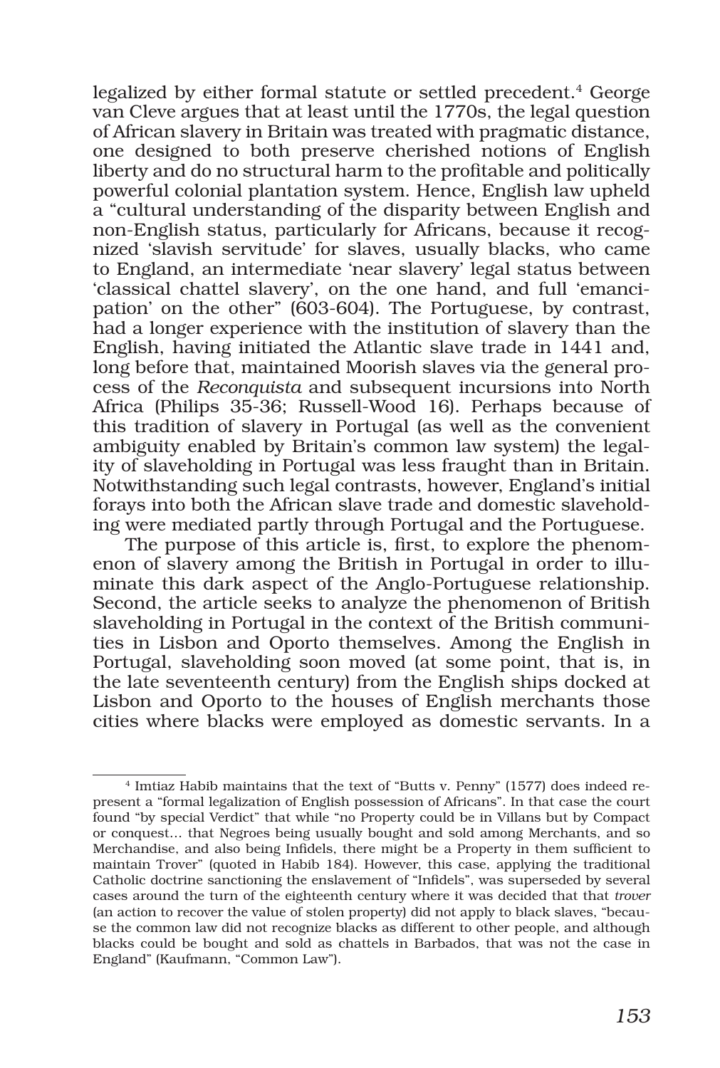legalized by either formal statute or settled precedent.[4] George van Cleve argues that at least until the 1770s, the legal question of African slavery in Britain was treated with pragmatic distance, one designed to both preserve cherished notions of English liberty and do no structural harm to the profitable and politically powerful colonial plantation system. Hence, English law upheld a "cultural understanding of the disparity between English and non-English status, particularly for Africans, because it recognized 'slavish servitude' for slaves, usually blacks, who came to England, an intermediate 'near slavery' legal status between 'classical chattel slavery', on the one hand, and full 'emancipation' on the other" (603-604). The Portuguese, by contrast, had a longer experience with the institution of slavery than the English, having initiated the Atlantic slave trade in 1441 and, long before that, maintained Moorish slaves via the general process of the *Reconquista* and subsequent incursions into North Africa (Philips 35-36; Russell-Wood 16). Perhaps because of this tradition of slavery in Portugal (as well as the convenient ambiguity enabled by Britain's common law system) the legality of slaveholding in Portugal was less fraught than in Britain. Notwithstanding such legal contrasts, however, England's initial forays into both the African slave trade and domestic slaveholding were mediated partly through Portugal and the Portuguese.

The purpose of this article is, first, to explore the phenomenon of slavery among the British in Portugal in order to illuminate this dark aspect of the Anglo-Portuguese relationship. Second, the article seeks to analyze the phenomenon of British slaveholding in Portugal in the context of the British communities in Lisbon and Oporto themselves. Among the English in Portugal, slaveholding soon moved (at some point, that is, in the late seventeenth century) from the English ships docked at Lisbon and Oporto to the houses of English merchants those cities where blacks were employed as domestic servants. In a

[4] Imtiaz Habib maintains that the text of "Butts v. Penny" (1577) does indeed represent a "formal legalization of English possession of Africans". In that case the court found "by special Verdict" that while "no Property could be in Villans but by Compact or conquest… that Negroes being usually bought and sold among Merchants, and so Merchandise, and also being Infidels, there might be a Property in them sufficient to maintain Trover" (quoted in Habib 184). However, this case, applying the traditional Catholic doctrine sanctioning the enslavement of "Infidels", was superseded by several cases around the turn of the eighteenth century where it was decided that that *trover* (an action to recover the value of stolen property) did not apply to black slaves, "because the common law did not recognize blacks as different to other people, and although blacks could be bought and sold as chattels in Barbados, that was not the case in England" (Kaufmann, "Common Law").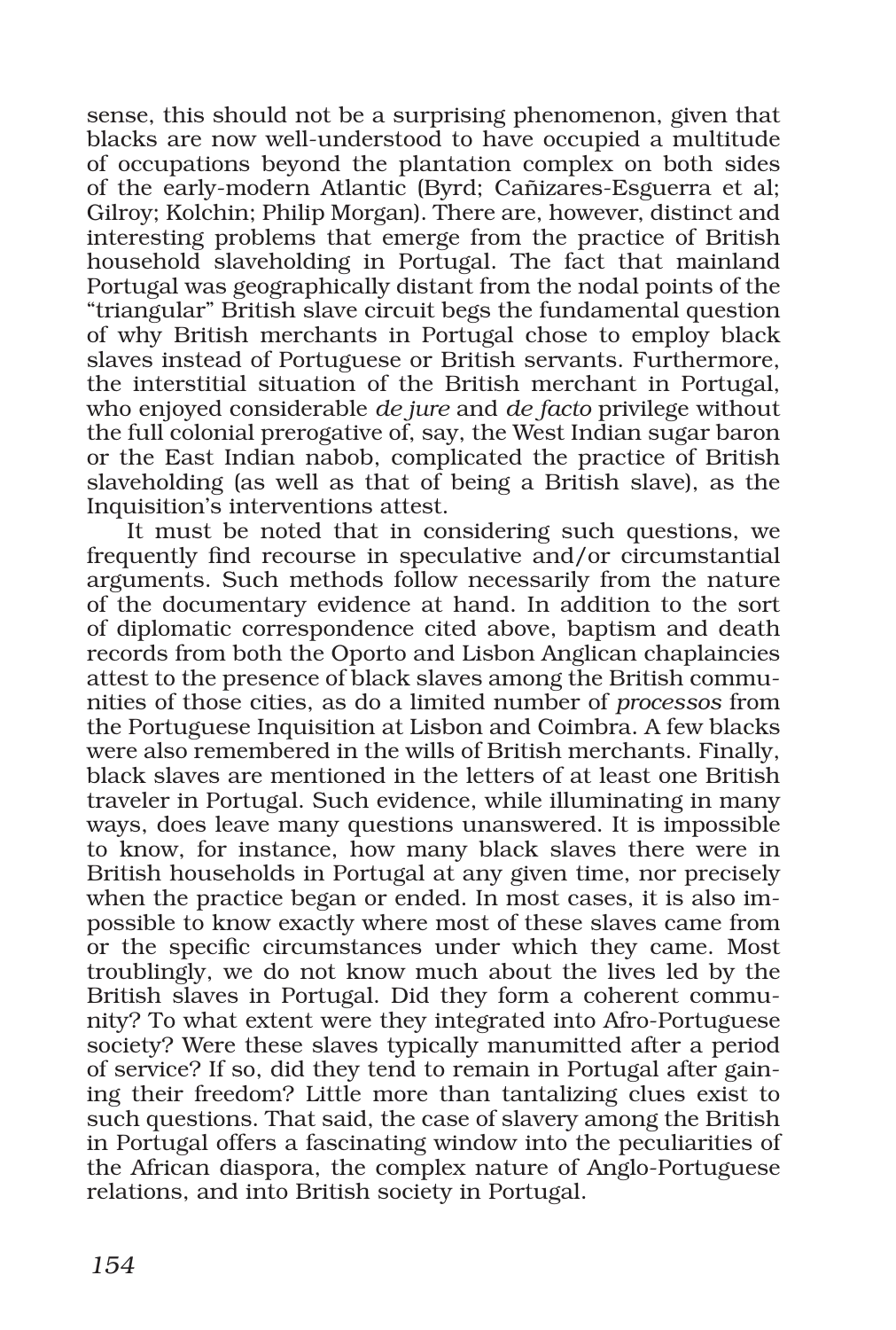sense, this should not be a surprising phenomenon, given that blacks are now well-understood to have occupied a multitude of occupations beyond the plantation complex on both sides of the early-modern Atlantic (Byrd; Cañizares-Esguerra et al; Gilroy; Kolchin; Philip Morgan). There are, however, distinct and interesting problems that emerge from the practice of British household slaveholding in Portugal. The fact that mainland Portugal was geographically distant from the nodal points of the "triangular" British slave circuit begs the fundamental question of why British merchants in Portugal chose to employ black slaves instead of Portuguese or British servants. Furthermore, the interstitial situation of the British merchant in Portugal, who enjoyed considerable *de jure* and *de facto* privilege without the full colonial prerogative of, say, the West Indian sugar baron or the East Indian nabob, complicated the practice of British slaveholding (as well as that of being a British slave), as the Inquisition's interventions attest.

It must be noted that in considering such questions, we frequently find recourse in speculative and/or circumstantial arguments. Such methods follow necessarily from the nature of the documentary evidence at hand. In addition to the sort of diplomatic correspondence cited above, baptism and death records from both the Oporto and Lisbon Anglican chaplaincies attest to the presence of black slaves among the British communities of those cities, as do a limited number of *processos* from the Portuguese Inquisition at Lisbon and Coimbra. A few blacks were also remembered in the wills of British merchants. Finally, black slaves are mentioned in the letters of at least one British traveler in Portugal. Such evidence, while illuminating in many ways, does leave many questions unanswered. It is impossible to know, for instance, how many black slaves there were in British households in Portugal at any given time, nor precisely when the practice began or ended. In most cases, it is also impossible to know exactly where most of these slaves came from or the specific circumstances under which they came. Most troublingly, we do not know much about the lives led by the British slaves in Portugal. Did they form a coherent community? To what extent were they integrated into Afro-Portuguese society? Were these slaves typically manumitted after a period of service? If so, did they tend to remain in Portugal after gaining their freedom? Little more than tantalizing clues exist to such questions. That said, the case of slavery among the British in Portugal offers a fascinating window into the peculiarities of the African diaspora, the complex nature of Anglo-Portuguese relations, and into British society in Portugal.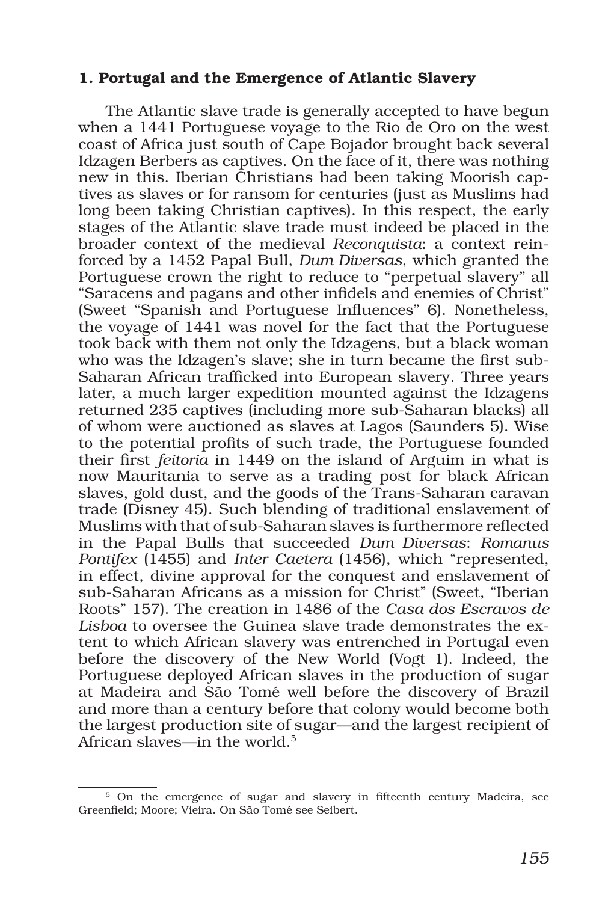### 1. Portugal and the Emergence of Atlantic Slavery

The Atlantic slave trade is generally accepted to have begun when a 1441 Portuguese voyage to the Rio de Oro on the west coast of Africa just south of Cape Bojador brought back several Idzagen Berbers as captives. On the face of it, there was nothing new in this. Iberian Christians had been taking Moorish captives as slaves or for ransom for centuries (just as Muslims had long been taking Christian captives). In this respect, the early stages of the Atlantic slave trade must indeed be placed in the broader context of the medieval *Reconquista*: a context reinforced by a 1452 Papal Bull, *Dum Diversas*, which granted the Portuguese crown the right to reduce to "perpetual slavery" all "Saracens and pagans and other infidels and enemies of Christ" (Sweet "Spanish and Portuguese Influences" 6). Nonetheless, the voyage of 1441 was novel for the fact that the Portuguese took back with them not only the Idzagens, but a black woman who was the Idzagen's slave; she in turn became the first sub-Saharan African trafficked into European slavery. Three years later, a much larger expedition mounted against the Idzagens returned 235 captives (including more sub-Saharan blacks) all of whom were auctioned as slaves at Lagos (Saunders 5). Wise to the potential profits of such trade, the Portuguese founded their first *feitoria* in 1449 on the island of Arguim in what is now Mauritania to serve as a trading post for black African slaves, gold dust, and the goods of the Trans-Saharan caravan trade (Disney 45). Such blending of traditional enslavement of Muslims with that of sub-Saharan slaves is furthermore reflected in the Papal Bulls that succeeded *Dum Diversas*: *Romanus Pontifex* (1455) and *Inter Caetera* (1456), which "represented, in effect, divine approval for the conquest and enslavement of sub-Saharan Africans as a mission for Christ" (Sweet, "Iberian Roots" 157). The creation in 1486 of the *Casa dos Escravos de Lisboa* to oversee the Guinea slave trade demonstrates the extent to which African slavery was entrenched in Portugal even before the discovery of the New World (Vogt 1). Indeed, the Portuguese deployed African slaves in the production of sugar at Madeira and São Tomé well before the discovery of Brazil and more than a century before that colony would become both the largest production site of sugar—and the largest recipient of African slaves—in the world.[5]

[5] On the emergence of sugar and slavery in fifteenth century Madeira, see Greenfield; Moore; Vieira. On São Tomé see Seibert.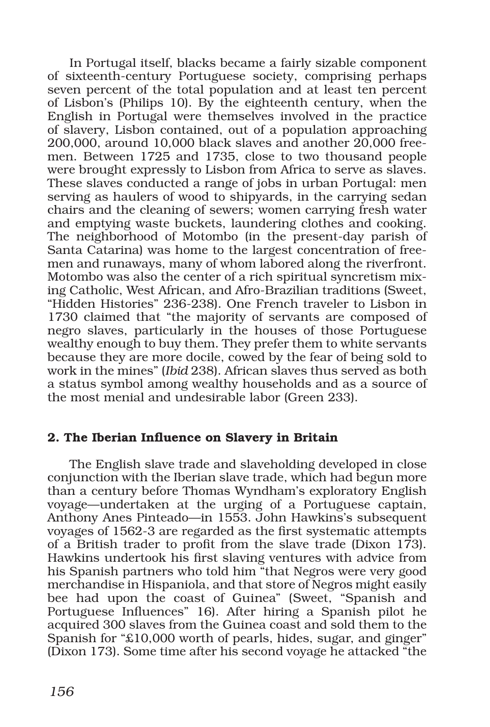In Portugal itself, blacks became a fairly sizable component of sixteenth-century Portuguese society, comprising perhaps seven percent of the total population and at least ten percent of Lisbon's (Philips 10). By the eighteenth century, when the English in Portugal were themselves involved in the practice of slavery, Lisbon contained, out of a population approaching 200,000, around 10,000 black slaves and another 20,000 freemen. Between 1725 and 1735, close to two thousand people were brought expressly to Lisbon from Africa to serve as slaves. These slaves conducted a range of jobs in urban Portugal: men serving as haulers of wood to shipyards, in the carrying sedan chairs and the cleaning of sewers; women carrying fresh water and emptying waste buckets, laundering clothes and cooking. The neighborhood of Motombo (in the present-day parish of Santa Catarina) was home to the largest concentration of freemen and runaways, many of whom labored along the riverfront. Motombo was also the center of a rich spiritual syncretism mixing Catholic, West African, and Afro-Brazilian traditions (Sweet, "Hidden Histories" 236-238). One French traveler to Lisbon in 1730 claimed that "the majority of servants are composed of negro slaves, particularly in the houses of those Portuguese wealthy enough to buy them. They prefer them to white servants because they are more docile, cowed by the fear of being sold to work in the mines" (*Ibid* 238). African slaves thus served as both a status symbol among wealthy households and as a source of the most menial and undesirable labor (Green 233).

## 2. The Iberian Influence on Slavery in Britain

The English slave trade and slaveholding developed in close conjunction with the Iberian slave trade, which had begun more than a century before Thomas Wyndham's exploratory English voyage—undertaken at the urging of a Portuguese captain, Anthony Anes Pinteado—in 1553. John Hawkins's subsequent voyages of 1562-3 are regarded as the first systematic attempts of a British trader to profit from the slave trade (Dixon 173). Hawkins undertook his first slaving ventures with advice from his Spanish partners who told him "that Negros were very good merchandise in Hispaniola, and that store of Negros might easily bee had upon the coast of Guinea" (Sweet, "Spanish and Portuguese Influences" 16). After hiring a Spanish pilot he acquired 300 slaves from the Guinea coast and sold them to the Spanish for "£10,000 worth of pearls, hides, sugar, and ginger" (Dixon 173). Some time after his second voyage he attacked "the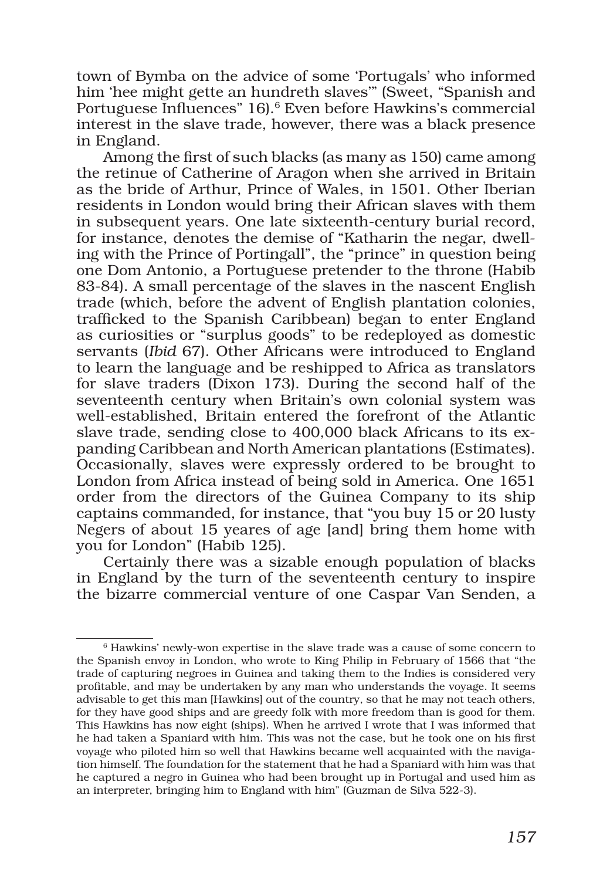town of Bymba on the advice of some 'Portugals' who informed him 'hee might gette an hundreth slaves'" (Sweet, "Spanish and Portuguese Influences" 16).[6] Even before Hawkins's commercial interest in the slave trade, however, there was a black presence in England.

Among the first of such blacks (as many as 150) came among the retinue of Catherine of Aragon when she arrived in Britain as the bride of Arthur, Prince of Wales, in 1501. Other Iberian residents in London would bring their African slaves with them in subsequent years. One late sixteenth-century burial record, for instance, denotes the demise of "Katharin the negar, dwelling with the Prince of Portingall", the "prince" in question being one Dom Antonio, a Portuguese pretender to the throne (Habib 83-84). A small percentage of the slaves in the nascent English trade (which, before the advent of English plantation colonies, trafficked to the Spanish Caribbean) began to enter England as curiosities or "surplus goods" to be redeployed as domestic servants (*Ibid* 67). Other Africans were introduced to England to learn the language and be reshipped to Africa as translators for slave traders (Dixon 173). During the second half of the seventeenth century when Britain's own colonial system was well-established, Britain entered the forefront of the Atlantic slave trade, sending close to 400,000 black Africans to its expanding Caribbean and North American plantations (Estimates). Occasionally, slaves were expressly ordered to be brought to London from Africa instead of being sold in America. One 1651 order from the directors of the Guinea Company to its ship captains commanded, for instance, that "you buy 15 or 20 lusty Negers of about 15 yeares of age [and] bring them home with you for London" (Habib 125).

Certainly there was a sizable enough population of blacks in England by the turn of the seventeenth century to inspire the bizarre commercial venture of one Caspar Van Senden, a

---

[6] Hawkins' newly-won expertise in the slave trade was a cause of some concern to the Spanish envoy in London, who wrote to King Philip in February of 1566 that "the trade of capturing negroes in Guinea and taking them to the Indies is considered very profitable, and may be undertaken by any man who understands the voyage. It seems advisable to get this man [Hawkins] out of the country, so that he may not teach others, for they have good ships and are greedy folk with more freedom than is good for them. This Hawkins has now eight (ships). When he arrived I wrote that I was informed that he had taken a Spaniard with him. This was not the case, but he took one on his first voyage who piloted him so well that Hawkins became well acquainted with the navigation himself. The foundation for the statement that he had a Spaniard with him was that he captured a negro in Guinea who had been brought up in Portugal and used him as an interpreter, bringing him to England with him" (Guzman de Silva 522-3).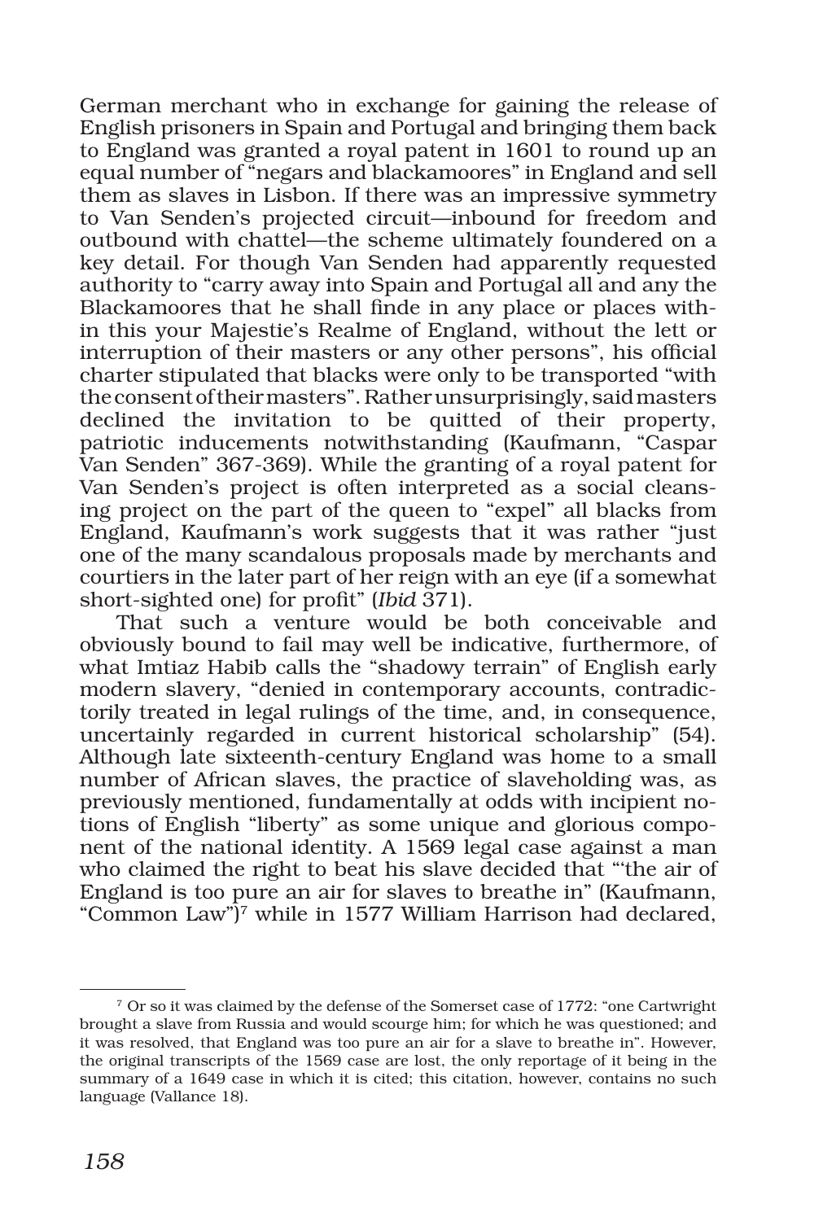German merchant who in exchange for gaining the release of English prisoners in Spain and Portugal and bringing them back to England was granted a royal patent in 1601 to round up an equal number of "negars and blackamoores" in England and sell them as slaves in Lisbon. If there was an impressive symmetry to Van Senden's projected circuit—inbound for freedom and outbound with chattel—the scheme ultimately foundered on a key detail. For though Van Senden had apparently requested authority to "carry away into Spain and Portugal all and any the Blackamoores that he shall finde in any place or places within this your Majestie's Realme of England, without the lett or interruption of their masters or any other persons", his official charter stipulated that blacks were only to be transported "with the consent of their masters". Rather unsurprisingly, said masters declined the invitation to be quitted of their property, patriotic inducements notwithstanding (Kaufmann, "Caspar Van Senden" 367-369). While the granting of a royal patent for Van Senden's project is often interpreted as a social cleansing project on the part of the queen to "expel" all blacks from England, Kaufmann's work suggests that it was rather "just one of the many scandalous proposals made by merchants and courtiers in the later part of her reign with an eye (if a somewhat short-sighted one) for profit" (*Ibid* 371).

That such a venture would be both conceivable and obviously bound to fail may well be indicative, furthermore, of what Imtiaz Habib calls the "shadowy terrain" of English early modern slavery, "denied in contemporary accounts, contradictorily treated in legal rulings of the time, and, in consequence, uncertainly regarded in current historical scholarship" (54). Although late sixteenth-century England was home to a small number of African slaves, the practice of slaveholding was, as previously mentioned, fundamentally at odds with incipient notions of English "liberty" as some unique and glorious component of the national identity. A 1569 legal case against a man who claimed the right to beat his slave decided that "'the air of England is too pure an air for slaves to breathe in" (Kaufmann, "Common Law")[7] while in 1577 William Harrison had declared,

[7] Or so it was claimed by the defense of the Somerset case of 1772: "one Cartwright brought a slave from Russia and would scourge him; for which he was questioned; and it was resolved, that England was too pure an air for a slave to breathe in". However, the original transcripts of the 1569 case are lost, the only reportage of it being in the summary of a 1649 case in which it is cited; this citation, however, contains no such language (Vallance 18).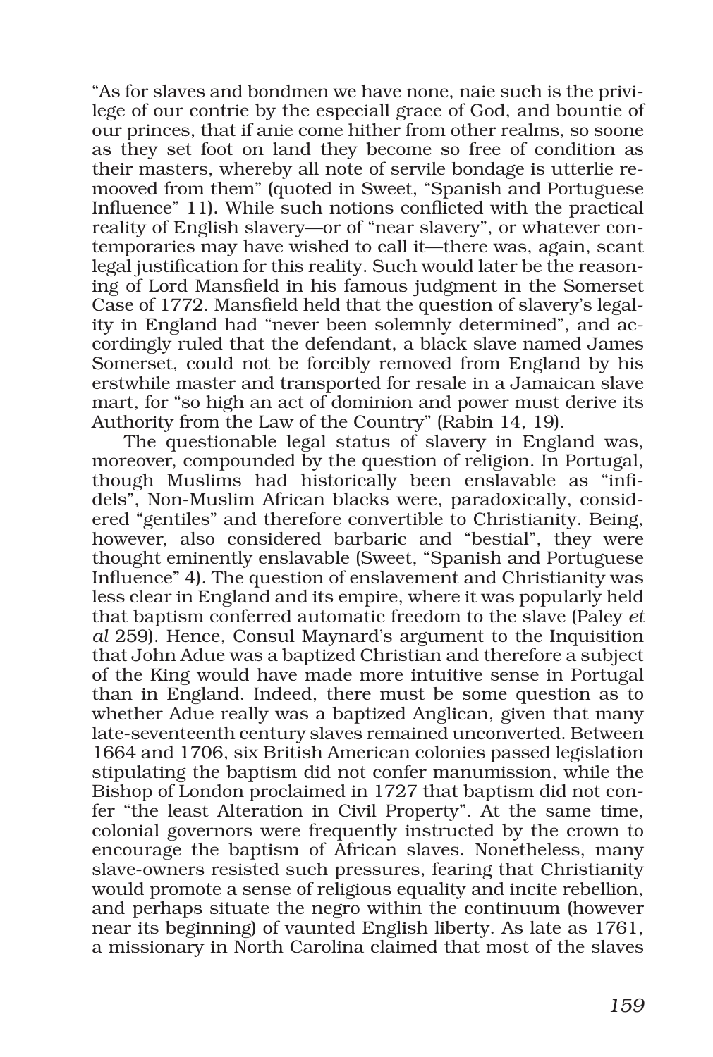"As for slaves and bondmen we have none, naie such is the privilege of our contrie by the especiall grace of God, and bountie of our princes, that if anie come hither from other realms, so soone as they set foot on land they become so free of condition as their masters, whereby all note of servile bondage is utterlie remooved from them" (quoted in Sweet, "Spanish and Portuguese Influence" 11). While such notions conflicted with the practical reality of English slavery—or of "near slavery", or whatever contemporaries may have wished to call it—there was, again, scant legal justification for this reality. Such would later be the reasoning of Lord Mansfield in his famous judgment in the Somerset Case of 1772. Mansfield held that the question of slavery's legality in England had "never been solemnly determined", and accordingly ruled that the defendant, a black slave named James Somerset, could not be forcibly removed from England by his erstwhile master and transported for resale in a Jamaican slave mart, for "so high an act of dominion and power must derive its Authority from the Law of the Country" (Rabin 14, 19).

The questionable legal status of slavery in England was, moreover, compounded by the question of religion. In Portugal, though Muslims had historically been enslavable as "infidels", Non-Muslim African blacks were, paradoxically, considered "gentiles" and therefore convertible to Christianity. Being, however, also considered barbaric and "bestial", they were thought eminently enslavable (Sweet, "Spanish and Portuguese Influence" 4). The question of enslavement and Christianity was less clear in England and its empire, where it was popularly held that baptism conferred automatic freedom to the slave (Paley *et al* 259). Hence, Consul Maynard's argument to the Inquisition that John Adue was a baptized Christian and therefore a subject of the King would have made more intuitive sense in Portugal than in England. Indeed, there must be some question as to whether Adue really was a baptized Anglican, given that many late-seventeenth century slaves remained unconverted. Between 1664 and 1706, six British American colonies passed legislation stipulating the baptism did not confer manumission, while the Bishop of London proclaimed in 1727 that baptism did not confer "the least Alteration in Civil Property". At the same time, colonial governors were frequently instructed by the crown to encourage the baptism of African slaves. Nonetheless, many slave-owners resisted such pressures, fearing that Christianity would promote a sense of religious equality and incite rebellion, and perhaps situate the negro within the continuum (however near its beginning) of vaunted English liberty. As late as 1761, a missionary in North Carolina claimed that most of the slaves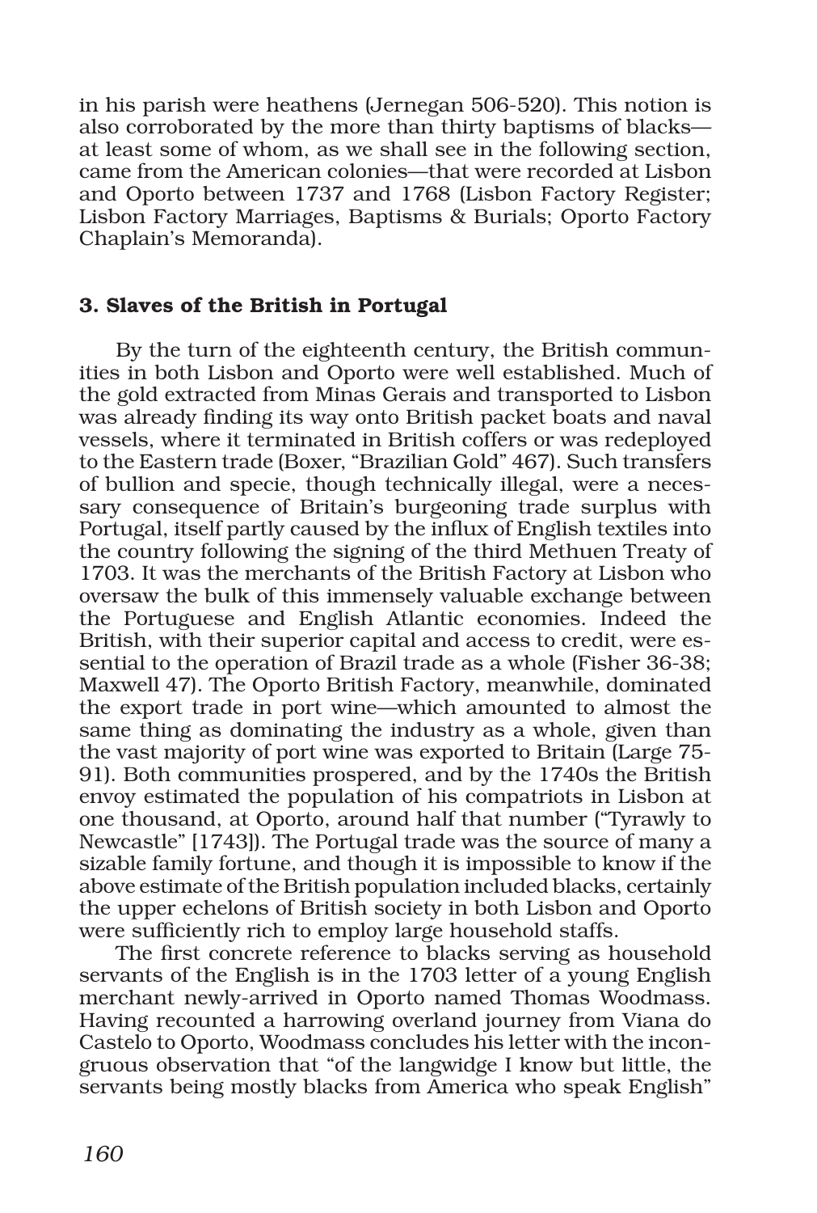in his parish were heathens (Jernegan 506-520). This notion is also corroborated by the more than thirty baptisms of blacks—at least some of whom, as we shall see in the following section, came from the American colonies—that were recorded at Lisbon and Oporto between 1737 and 1768 (Lisbon Factory Register; Lisbon Factory Marriages, Baptisms & Burials; Oporto Factory Chaplain's Memoranda).

### 3. Slaves of the British in Portugal

By the turn of the eighteenth century, the British communities in both Lisbon and Oporto were well established. Much of the gold extracted from Minas Gerais and transported to Lisbon was already finding its way onto British packet boats and naval vessels, where it terminated in British coffers or was redeployed to the Eastern trade (Boxer, "Brazilian Gold" 467). Such transfers of bullion and specie, though technically illegal, were a necessary consequence of Britain's burgeoning trade surplus with Portugal, itself partly caused by the influx of English textiles into the country following the signing of the third Methuen Treaty of 1703. It was the merchants of the British Factory at Lisbon who oversaw the bulk of this immensely valuable exchange between the Portuguese and English Atlantic economies. Indeed the British, with their superior capital and access to credit, were essential to the operation of Brazil trade as a whole (Fisher 36-38; Maxwell 47). The Oporto British Factory, meanwhile, dominated the export trade in port wine—which amounted to almost the same thing as dominating the industry as a whole, given than the vast majority of port wine was exported to Britain (Large 75-91). Both communities prospered, and by the 1740s the British envoy estimated the population of his compatriots in Lisbon at one thousand, at Oporto, around half that number ("Tyrawly to Newcastle" [1743]). The Portugal trade was the source of many a sizable family fortune, and though it is impossible to know if the above estimate of the British population included blacks, certainly the upper echelons of British society in both Lisbon and Oporto were sufficiently rich to employ large household staffs.

The first concrete reference to blacks serving as household servants of the English is in the 1703 letter of a young English merchant newly-arrived in Oporto named Thomas Woodmass. Having recounted a harrowing overland journey from Viana do Castelo to Oporto, Woodmass concludes his letter with the incongruous observation that "of the langwidge I know but little, the servants being mostly blacks from America who speak English"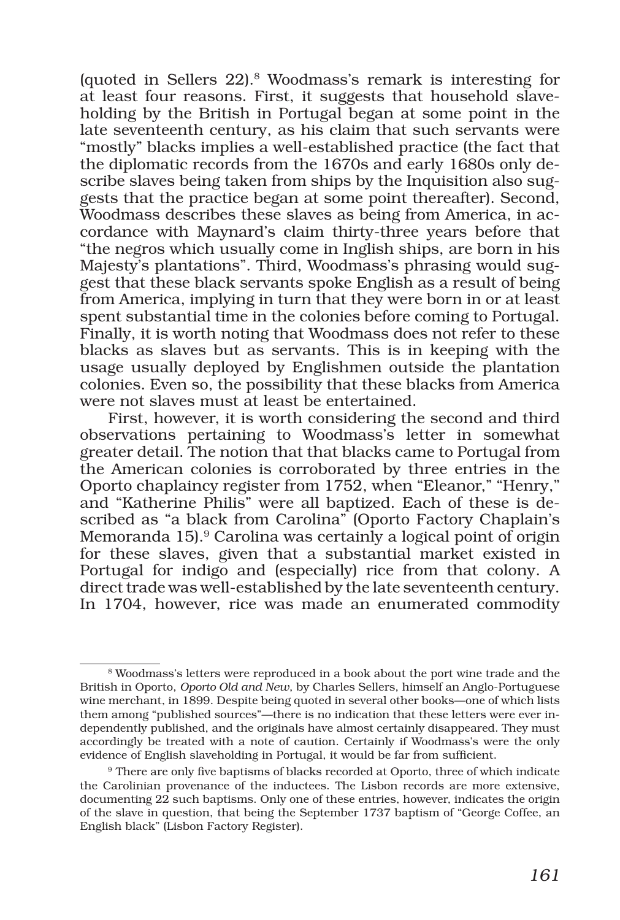(quoted in Sellers 22).[8] Woodmass's remark is interesting for at least four reasons. First, it suggests that household slaveholding by the British in Portugal began at some point in the late seventeenth century, as his claim that such servants were "mostly" blacks implies a well-established practice (the fact that the diplomatic records from the 1670s and early 1680s only describe slaves being taken from ships by the Inquisition also suggests that the practice began at some point thereafter). Second, Woodmass describes these slaves as being from America, in accordance with Maynard's claim thirty-three years before that "the negros which usually come in Inglish ships, are born in his Majesty's plantations". Third, Woodmass's phrasing would suggest that these black servants spoke English as a result of being from America, implying in turn that they were born in or at least spent substantial time in the colonies before coming to Portugal. Finally, it is worth noting that Woodmass does not refer to these blacks as slaves but as servants. This is in keeping with the usage usually deployed by Englishmen outside the plantation colonies. Even so, the possibility that these blacks from America were not slaves must at least be entertained.

First, however, it is worth considering the second and third observations pertaining to Woodmass's letter in somewhat greater detail. The notion that that blacks came to Portugal from the American colonies is corroborated by three entries in the Oporto chaplaincy register from 1752, when "Eleanor," "Henry," and "Katherine Philis" were all baptized. Each of these is described as "a black from Carolina" (Oporto Factory Chaplain's Memoranda 15).[9] Carolina was certainly a logical point of origin for these slaves, given that a substantial market existed in Portugal for indigo and (especially) rice from that colony. A direct trade was well-established by the late seventeenth century. In 1704, however, rice was made an enumerated commodity

[8] Woodmass's letters were reproduced in a book about the port wine trade and the British in Oporto, *Oporto Old and New*, by Charles Sellers, himself an Anglo-Portuguese wine merchant, in 1899. Despite being quoted in several other books—one of which lists them among "published sources"—there is no indication that these letters were ever independently published, and the originals have almost certainly disappeared. They must accordingly be treated with a note of caution. Certainly if Woodmass's were the only evidence of English slaveholding in Portugal, it would be far from sufficient.

[9] There are only five baptisms of blacks recorded at Oporto, three of which indicate the Carolinian provenance of the inductees. The Lisbon records are more extensive, documenting 22 such baptisms. Only one of these entries, however, indicates the origin of the slave in question, that being the September 1737 baptism of "George Coffee, an English black" (Lisbon Factory Register).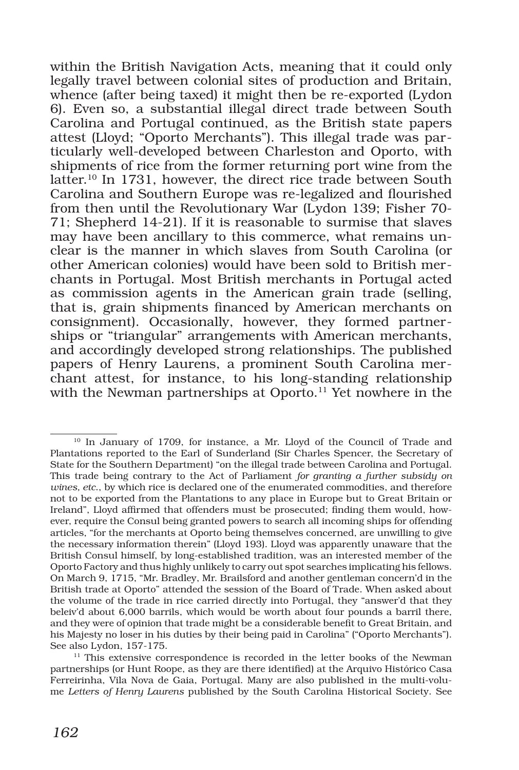within the British Navigation Acts, meaning that it could only legally travel between colonial sites of production and Britain, whence (after being taxed) it might then be re-exported (Lydon 6). Even so, a substantial illegal direct trade between South Carolina and Portugal continued, as the British state papers attest (Lloyd; "Oporto Merchants"). This illegal trade was particularly well-developed between Charleston and Oporto, with shipments of rice from the former returning port wine from the latter.[10] In 1731, however, the direct rice trade between South Carolina and Southern Europe was re-legalized and flourished from then until the Revolutionary War (Lydon 139; Fisher 70-71; Shepherd 14-21). If it is reasonable to surmise that slaves may have been ancillary to this commerce, what remains unclear is the manner in which slaves from South Carolina (or other American colonies) would have been sold to British merchants in Portugal. Most British merchants in Portugal acted as commission agents in the American grain trade (selling, that is, grain shipments financed by American merchants on consignment). Occasionally, however, they formed partnerships or "triangular" arrangements with American merchants, and accordingly developed strong relationships. The published papers of Henry Laurens, a prominent South Carolina merchant attest, for instance, to his long-standing relationship with the Newman partnerships at Oporto.[11] Yet nowhere in the

---

[10] In January of 1709, for instance, a Mr. Lloyd of the Council of Trade and Plantations reported to the Earl of Sunderland (Sir Charles Spencer, the Secretary of State for the Southern Department) "on the illegal trade between Carolina and Portugal. This trade being contrary to the Act of Parliament *for granting a further subsidy on wines, etc.*, by which rice is declared one of the enumerated commodities, and therefore not to be exported from the Plantations to any place in Europe but to Great Britain or Ireland", Lloyd affirmed that offenders must be prosecuted; finding them would, however, require the Consul being granted powers to search all incoming ships for offending articles, "for the merchants at Oporto being themselves concerned, are unwilling to give the necessary information therein" (Lloyd 193). Lloyd was apparently unaware that the British Consul himself, by long-established tradition, was an interested member of the Oporto Factory and thus highly unlikely to carry out spot searches implicating his fellows. On March 9, 1715, "Mr. Bradley, Mr. Brailsford and another gentleman concern'd in the British trade at Oporto" attended the session of the Board of Trade. When asked about the volume of the trade in rice carried directly into Portugal, they "answer'd that they beleiv'd about 6,000 barrils, which would be worth about four pounds a barril there, and they were of opinion that trade might be a considerable benefit to Great Britain, and his Majesty no loser in his duties by their being paid in Carolina" ("Oporto Merchants"). See also Lydon, 157-175.

[11] This extensive correspondence is recorded in the letter books of the Newman partnerships (or Hunt Roope, as they are there identified) at the Arquivo Histórico Casa Ferreirinha, Vila Nova de Gaia, Portugal. Many are also published in the multi-volume *Letters of Henry Laurens* published by the South Carolina Historical Society. See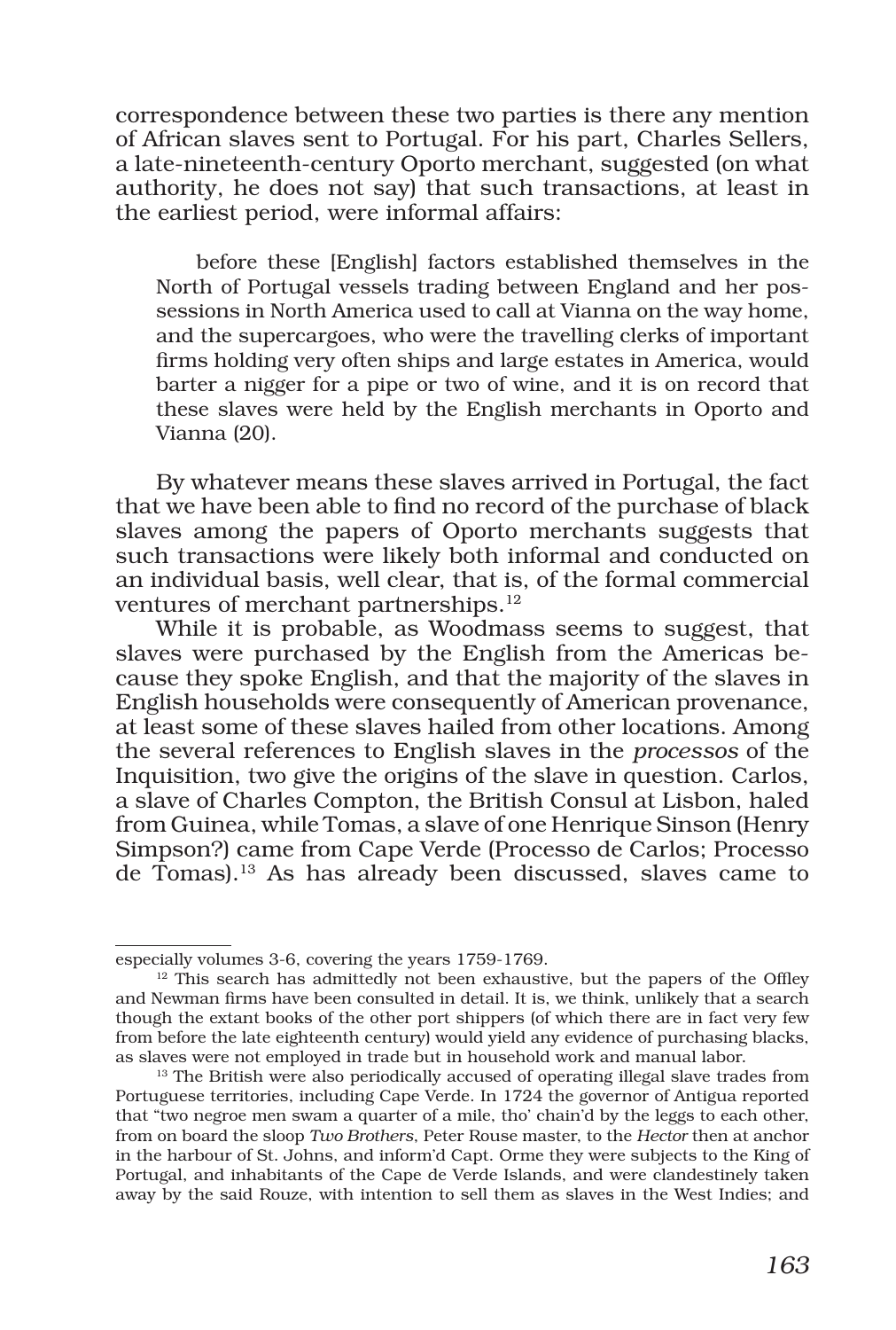correspondence between these two parties is there any mention of African slaves sent to Portugal. For his part, Charles Sellers, a late-nineteenth-century Oporto merchant, suggested (on what authority, he does not say) that such transactions, at least in the earliest period, were informal affairs:

> before these [English] factors established themselves in the North of Portugal vessels trading between England and her possessions in North America used to call at Vianna on the way home, and the supercargoes, who were the travelling clerks of important firms holding very often ships and large estates in America, would barter a nigger for a pipe or two of wine, and it is on record that these slaves were held by the English merchants in Oporto and Vianna (20).

By whatever means these slaves arrived in Portugal, the fact that we have been able to find no record of the purchase of black slaves among the papers of Oporto merchants suggests that such transactions were likely both informal and conducted on an individual basis, well clear, that is, of the formal commercial ventures of merchant partnerships.[12]

While it is probable, as Woodmass seems to suggest, that slaves were purchased by the English from the Americas because they spoke English, and that the majority of the slaves in English households were consequently of American provenance, at least some of these slaves hailed from other locations. Among the several references to English slaves in the *processos* of the Inquisition, two give the origins of the slave in question. Carlos, a slave of Charles Compton, the British Consul at Lisbon, haled from Guinea, while Tomas, a slave of one Henrique Sinson (Henry Simpson?) came from Cape Verde (Processo de Carlos; Processo de Tomas).[13] As has already been discussed, slaves came to

---

especially volumes 3-6, covering the years 1759-1769.

[12] This search has admittedly not been exhaustive, but the papers of the Offley and Newman firms have been consulted in detail. It is, we think, unlikely that a search though the extant books of the other port shippers (of which there are in fact very few from before the late eighteenth century) would yield any evidence of purchasing blacks, as slaves were not employed in trade but in household work and manual labor.

[13] The British were also periodically accused of operating illegal slave trades from Portuguese territories, including Cape Verde. In 1724 the governor of Antigua reported that "two negroe men swam a quarter of a mile, tho' chain'd by the leggs to each other, from on board the sloop *Two Brothers*, Peter Rouse master, to the *Hector* then at anchor in the harbour of St. Johns, and inform'd Capt. Orme they were subjects to the King of Portugal, and inhabitants of the Cape de Verde Islands, and were clandestinely taken away by the said Rouze, with intention to sell them as slaves in the West Indies; and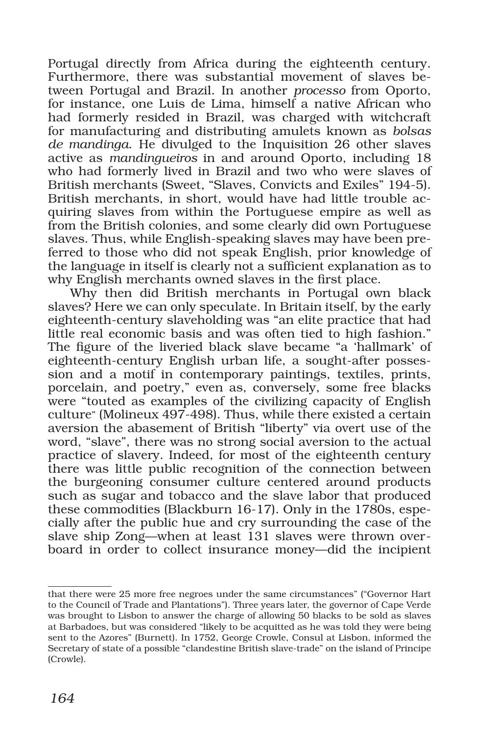Portugal directly from Africa during the eighteenth century. Furthermore, there was substantial movement of slaves between Portugal and Brazil. In another *processo* from Oporto, for instance, one Luis de Lima, himself a native African who had formerly resided in Brazil, was charged with witchcraft for manufacturing and distributing amulets known as *bolsas de mandinga*. He divulged to the Inquisition 26 other slaves active as *mandingueiros* in and around Oporto, including 18 who had formerly lived in Brazil and two who were slaves of British merchants (Sweet, "Slaves, Convicts and Exiles" 194-5). British merchants, in short, would have had little trouble acquiring slaves from within the Portuguese empire as well as from the British colonies, and some clearly did own Portuguese slaves. Thus, while English-speaking slaves may have been preferred to those who did not speak English, prior knowledge of the language in itself is clearly not a sufficient explanation as to why English merchants owned slaves in the first place.

Why then did British merchants in Portugal own black slaves? Here we can only speculate. In Britain itself, by the early eighteenth-century slaveholding was "an elite practice that had little real economic basis and was often tied to high fashion." The figure of the liveried black slave became "a 'hallmark' of eighteenth-century English urban life, a sought-after possession and a motif in contemporary paintings, textiles, prints, porcelain, and poetry," even as, conversely, some free blacks were "touted as examples of the civilizing capacity of English culture" (Molineux 497-498). Thus, while there existed a certain aversion the abasement of British "liberty" via overt use of the word, "slave", there was no strong social aversion to the actual practice of slavery. Indeed, for most of the eighteenth century there was little public recognition of the connection between the burgeoning consumer culture centered around products such as sugar and tobacco and the slave labor that produced these commodities (Blackburn 16-17). Only in the 1780s, especially after the public hue and cry surrounding the case of the slave ship Zong—when at least 131 slaves were thrown overboard in order to collect insurance money—did the incipient

---

that there were 25 more free negroes under the same circumstances" ("Governor Hart to the Council of Trade and Plantations"). Three years later, the governor of Cape Verde was brought to Lisbon to answer the charge of allowing 50 blacks to be sold as slaves at Barbadoes, but was considered "likely to be acquitted as he was told they were being sent to the Azores" (Burnett). In 1752, George Crowle, Consul at Lisbon, informed the Secretary of state of a possible "clandestine British slave-trade" on the island of Principe (Crowle).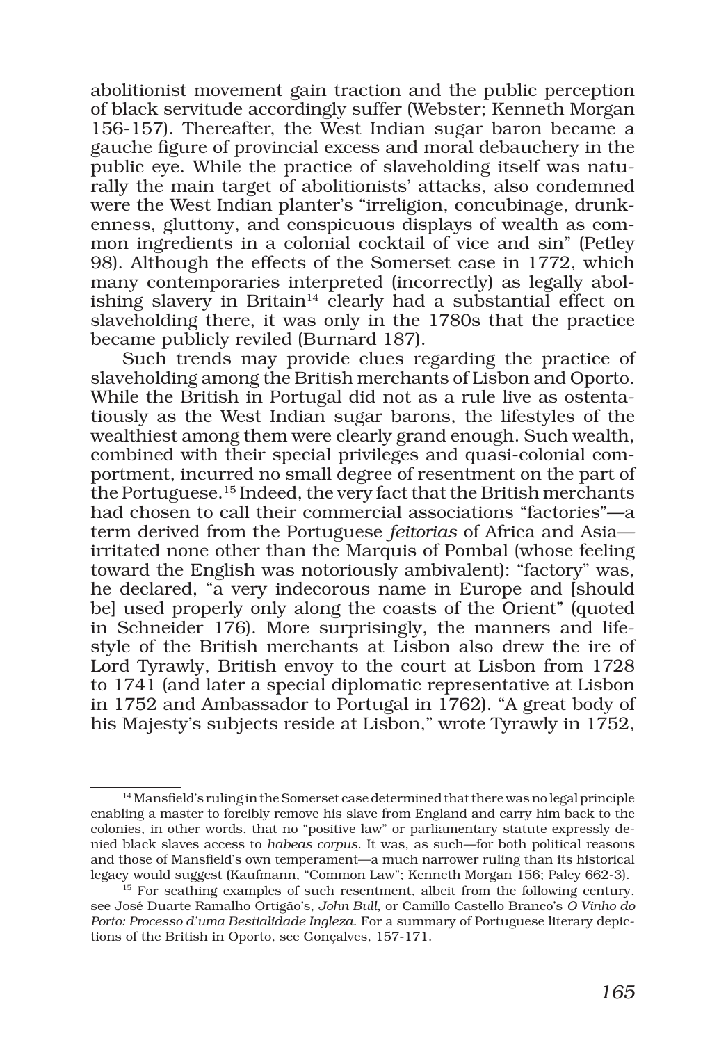abolitionist movement gain traction and the public perception of black servitude accordingly suffer (Webster; Kenneth Morgan 156-157). Thereafter, the West Indian sugar baron became a gauche figure of provincial excess and moral debauchery in the public eye. While the practice of slaveholding itself was naturally the main target of abolitionists' attacks, also condemned were the West Indian planter's "irreligion, concubinage, drunkenness, gluttony, and conspicuous displays of wealth as common ingredients in a colonial cocktail of vice and sin" (Petley 98). Although the effects of the Somerset case in 1772, which many contemporaries interpreted (incorrectly) as legally abolishing slavery in Britain[14] clearly had a substantial effect on slaveholding there, it was only in the 1780s that the practice became publicly reviled (Burnard 187).

Such trends may provide clues regarding the practice of slaveholding among the British merchants of Lisbon and Oporto. While the British in Portugal did not as a rule live as ostentatiously as the West Indian sugar barons, the lifestyles of the wealthiest among them were clearly grand enough. Such wealth, combined with their special privileges and quasi-colonial comportment, incurred no small degree of resentment on the part of the Portuguese.[15] Indeed, the very fact that the British merchants had chosen to call their commercial associations "factories"—a term derived from the Portuguese *feitorias* of Africa and Asia—irritated none other than the Marquis of Pombal (whose feeling toward the English was notoriously ambivalent): "factory" was, he declared, "a very indecorous name in Europe and [should be] used properly only along the coasts of the Orient" (quoted in Schneider 176). More surprisingly, the manners and lifestyle of the British merchants at Lisbon also drew the ire of Lord Tyrawly, British envoy to the court at Lisbon from 1728 to 1741 (and later a special diplomatic representative at Lisbon in 1752 and Ambassador to Portugal in 1762). "A great body of his Majesty's subjects reside at Lisbon," wrote Tyrawly in 1752,

---

[14] Mansfield's ruling in the Somerset case determined that there was no legal principle enabling a master to forcibly remove his slave from England and carry him back to the colonies, in other words, that no "positive law" or parliamentary statute expressly denied black slaves access to *habeas corpus*. It was, as such—for both political reasons and those of Mansfield's own temperament—a much narrower ruling than its historical legacy would suggest (Kaufmann, "Common Law"; Kenneth Morgan 156; Paley 662-3).

[15] For scathing examples of such resentment, albeit from the following century, see José Duarte Ramalho Ortigão's, *John Bull*, or Camillo Castello Branco's *O Vinho do Porto: Processo d'uma Bestialidade Ingleza*. For a summary of Portuguese literary depictions of the British in Oporto, see Gonçalves, 157-171.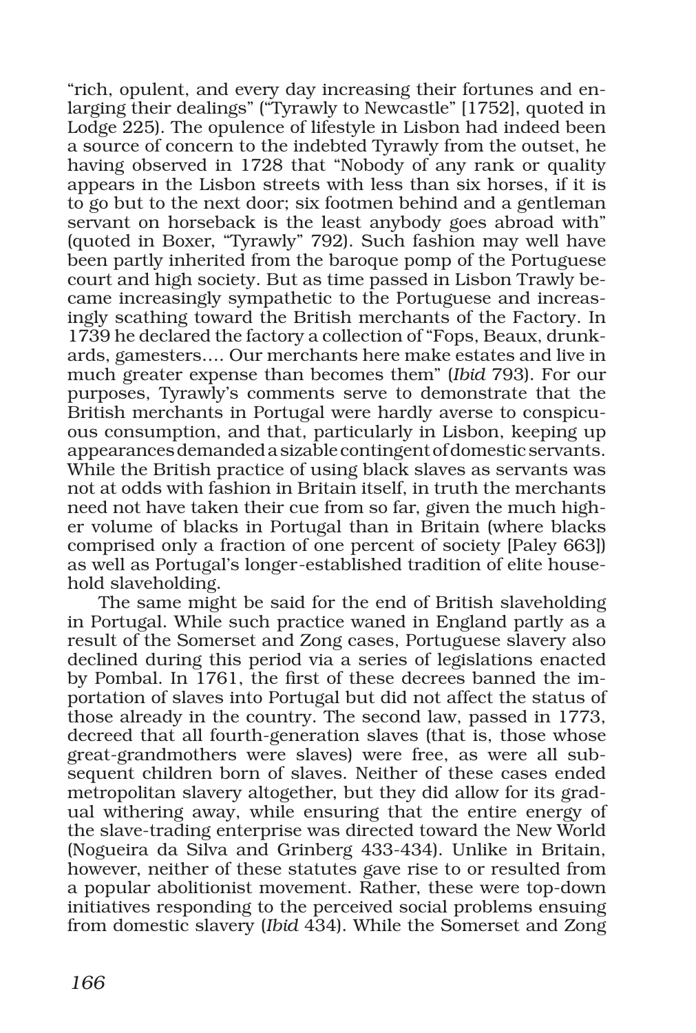"rich, opulent, and every day increasing their fortunes and enlarging their dealings" ("Tyrawly to Newcastle" [1752], quoted in Lodge 225). The opulence of lifestyle in Lisbon had indeed been a source of concern to the indebted Tyrawly from the outset, he having observed in 1728 that "Nobody of any rank or quality appears in the Lisbon streets with less than six horses, if it is to go but to the next door; six footmen behind and a gentleman servant on horseback is the least anybody goes abroad with" (quoted in Boxer, "Tyrawly" 792). Such fashion may well have been partly inherited from the baroque pomp of the Portuguese court and high society. But as time passed in Lisbon Trawly became increasingly sympathetic to the Portuguese and increasingly scathing toward the British merchants of the Factory. In 1739 he declared the factory a collection of "Fops, Beaux, drunkards, gamesters…. Our merchants here make estates and live in much greater expense than becomes them" (*Ibid* 793). For our purposes, Tyrawly's comments serve to demonstrate that the British merchants in Portugal were hardly averse to conspicuous consumption, and that, particularly in Lisbon, keeping up appearances demanded a sizable contingent of domestic servants. While the British practice of using black slaves as servants was not at odds with fashion in Britain itself, in truth the merchants need not have taken their cue from so far, given the much higher volume of blacks in Portugal than in Britain (where blacks comprised only a fraction of one percent of society [Paley 663]) as well as Portugal's longer-established tradition of elite household slaveholding.

The same might be said for the end of British slaveholding in Portugal. While such practice waned in England partly as a result of the Somerset and Zong cases, Portuguese slavery also declined during this period via a series of legislations enacted by Pombal. In 1761, the first of these decrees banned the importation of slaves into Portugal but did not affect the status of those already in the country. The second law, passed in 1773, decreed that all fourth-generation slaves (that is, those whose great-grandmothers were slaves) were free, as were all subsequent children born of slaves. Neither of these cases ended metropolitan slavery altogether, but they did allow for its gradual withering away, while ensuring that the entire energy of the slave-trading enterprise was directed toward the New World (Nogueira da Silva and Grinberg 433-434). Unlike in Britain, however, neither of these statutes gave rise to or resulted from a popular abolitionist movement. Rather, these were top-down initiatives responding to the perceived social problems ensuing from domestic slavery (*Ibid* 434). While the Somerset and Zong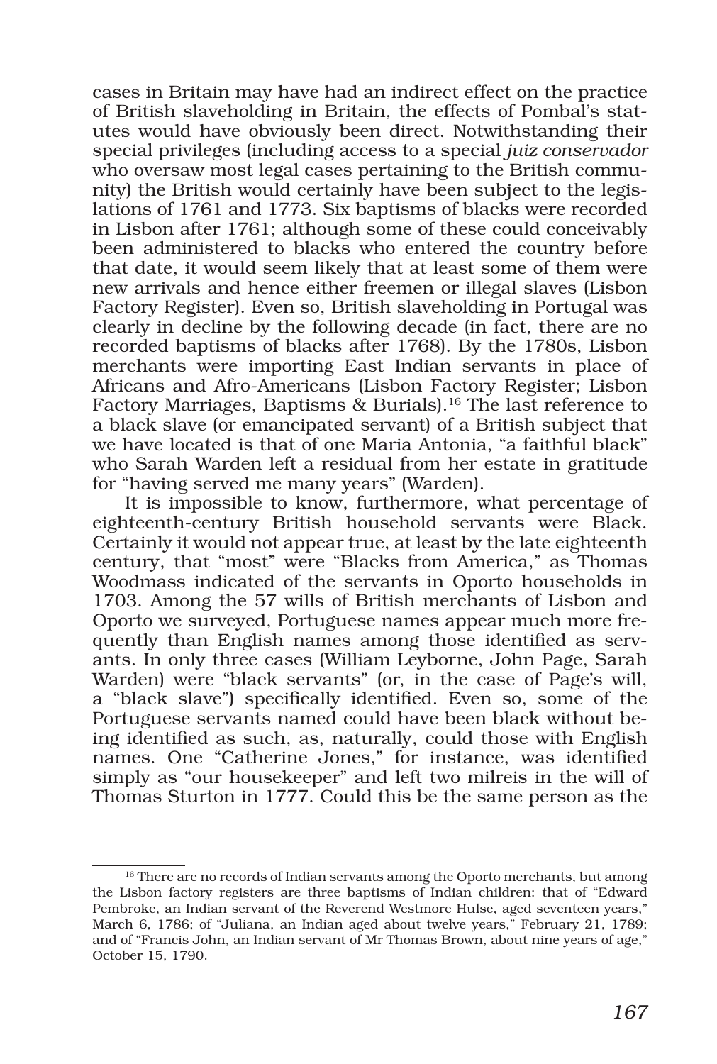cases in Britain may have had an indirect effect on the practice of British slaveholding in Britain, the effects of Pombal's statutes would have obviously been direct. Notwithstanding their special privileges (including access to a special *juiz conservador* who oversaw most legal cases pertaining to the British community) the British would certainly have been subject to the legislations of 1761 and 1773. Six baptisms of blacks were recorded in Lisbon after 1761; although some of these could conceivably been administered to blacks who entered the country before that date, it would seem likely that at least some of them were new arrivals and hence either freemen or illegal slaves (Lisbon Factory Register). Even so, British slaveholding in Portugal was clearly in decline by the following decade (in fact, there are no recorded baptisms of blacks after 1768). By the 1780s, Lisbon merchants were importing East Indian servants in place of Africans and Afro-Americans (Lisbon Factory Register; Lisbon Factory Marriages, Baptisms & Burials).[16] The last reference to a black slave (or emancipated servant) of a British subject that we have located is that of one Maria Antonia, "a faithful black" who Sarah Warden left a residual from her estate in gratitude for "having served me many years" (Warden).

It is impossible to know, furthermore, what percentage of eighteenth-century British household servants were Black. Certainly it would not appear true, at least by the late eighteenth century, that "most" were "Blacks from America," as Thomas Woodmass indicated of the servants in Oporto households in 1703. Among the 57 wills of British merchants of Lisbon and Oporto we surveyed, Portuguese names appear much more frequently than English names among those identified as servants. In only three cases (William Leyborne, John Page, Sarah Warden) were "black servants" (or, in the case of Page's will, a "black slave") specifically identified. Even so, some of the Portuguese servants named could have been black without being identified as such, as, naturally, could those with English names. One "Catherine Jones," for instance, was identified simply as "our housekeeper" and left two milreis in the will of Thomas Sturton in 1777. Could this be the same person as the

[16] There are no records of Indian servants among the Oporto merchants, but among the Lisbon factory registers are three baptisms of Indian children: that of "Edward Pembroke, an Indian servant of the Reverend Westmore Hulse, aged seventeen years," March 6, 1786; of "Juliana, an Indian aged about twelve years," February 21, 1789; and of "Francis John, an Indian servant of Mr Thomas Brown, about nine years of age," October 15, 1790.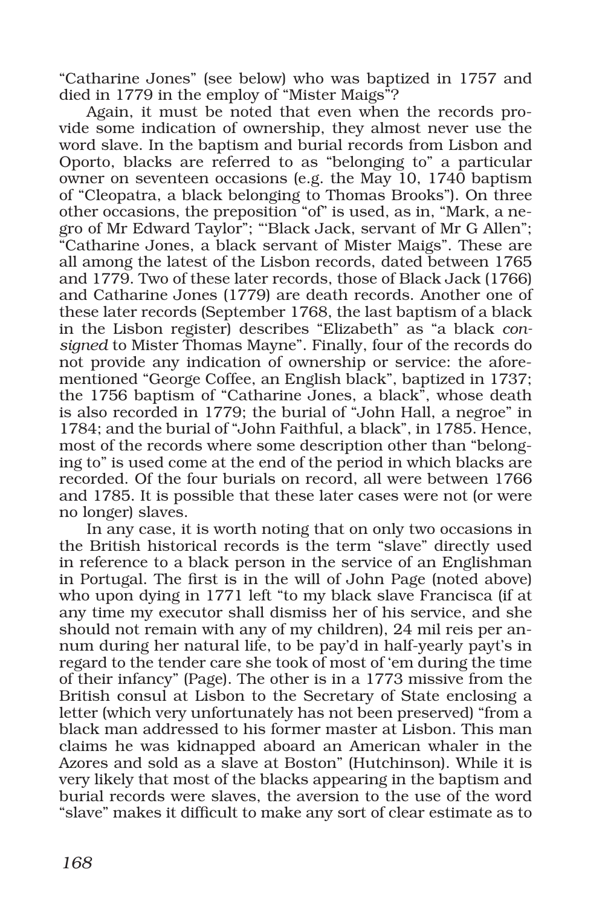"Catharine Jones" (see below) who was baptized in 1757 and died in 1779 in the employ of "Mister Maigs"?

Again, it must be noted that even when the records provide some indication of ownership, they almost never use the word slave. In the baptism and burial records from Lisbon and Oporto, blacks are referred to as "belonging to" a particular owner on seventeen occasions (e.g. the May 10, 1740 baptism of "Cleopatra, a black belonging to Thomas Brooks"). On three other occasions, the preposition "of" is used, as in, "Mark, a negro of Mr Edward Taylor"; "'Black Jack, servant of Mr G Allen"; "Catharine Jones, a black servant of Mister Maigs". These are all among the latest of the Lisbon records, dated between 1765 and 1779. Two of these later records, those of Black Jack (1766) and Catharine Jones (1779) are death records. Another one of these later records (September 1768, the last baptism of a black in the Lisbon register) describes "Elizabeth" as "a black *consigned* to Mister Thomas Mayne". Finally, four of the records do not provide any indication of ownership or service: the aforementioned "George Coffee, an English black", baptized in 1737; the 1756 baptism of "Catharine Jones, a black", whose death is also recorded in 1779; the burial of "John Hall, a negroe" in 1784; and the burial of "John Faithful, a black", in 1785. Hence, most of the records where some description other than "belonging to" is used come at the end of the period in which blacks are recorded. Of the four burials on record, all were between 1766 and 1785. It is possible that these later cases were not (or were no longer) slaves.

In any case, it is worth noting that on only two occasions in the British historical records is the term "slave" directly used in reference to a black person in the service of an Englishman in Portugal. The first is in the will of John Page (noted above) who upon dying in 1771 left "to my black slave Francisca (if at any time my executor shall dismiss her of his service, and she should not remain with any of my children), 24 mil reis per annum during her natural life, to be pay'd in half-yearly payt's in regard to the tender care she took of most of 'em during the time of their infancy" (Page). The other is in a 1773 missive from the British consul at Lisbon to the Secretary of State enclosing a letter (which very unfortunately has not been preserved) "from a black man addressed to his former master at Lisbon. This man claims he was kidnapped aboard an American whaler in the Azores and sold as a slave at Boston" (Hutchinson). While it is very likely that most of the blacks appearing in the baptism and burial records were slaves, the aversion to the use of the word "slave" makes it difficult to make any sort of clear estimate as to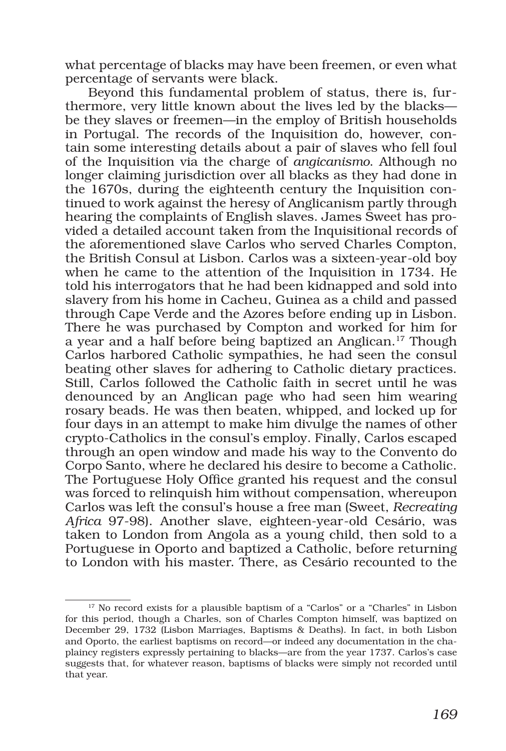what percentage of blacks may have been freemen, or even what percentage of servants were black.

Beyond this fundamental problem of status, there is, furthermore, very little known about the lives led by the blacks—be they slaves or freemen—in the employ of British households in Portugal. The records of the Inquisition do, however, contain some interesting details about a pair of slaves who fell foul of the Inquisition via the charge of *angicanismo*. Although no longer claiming jurisdiction over all blacks as they had done in the 1670s, during the eighteenth century the Inquisition continued to work against the heresy of Anglicanism partly through hearing the complaints of English slaves. James Sweet has provided a detailed account taken from the Inquisitional records of the aforementioned slave Carlos who served Charles Compton, the British Consul at Lisbon. Carlos was a sixteen-year-old boy when he came to the attention of the Inquisition in 1734. He told his interrogators that he had been kidnapped and sold into slavery from his home in Cacheu, Guinea as a child and passed through Cape Verde and the Azores before ending up in Lisbon. There he was purchased by Compton and worked for him for a year and a half before being baptized an Anglican.[17] Though Carlos harbored Catholic sympathies, he had seen the consul beating other slaves for adhering to Catholic dietary practices. Still, Carlos followed the Catholic faith in secret until he was denounced by an Anglican page who had seen him wearing rosary beads. He was then beaten, whipped, and locked up for four days in an attempt to make him divulge the names of other crypto-Catholics in the consul's employ. Finally, Carlos escaped through an open window and made his way to the Convento do Corpo Santo, where he declared his desire to become a Catholic. The Portuguese Holy Office granted his request and the consul was forced to relinquish him without compensation, whereupon Carlos was left the consul's house a free man (Sweet, *Recreating Africa* 97-98). Another slave, eighteen-year-old Cesário, was taken to London from Angola as a young child, then sold to a Portuguese in Oporto and baptized a Catholic, before returning to London with his master. There, as Cesário recounted to the

[17] No record exists for a plausible baptism of a "Carlos" or a "Charles" in Lisbon for this period, though a Charles, son of Charles Compton himself, was baptized on December 29, 1732 (Lisbon Marriages, Baptisms & Deaths). In fact, in both Lisbon and Oporto, the earliest baptisms on record—or indeed any documentation in the chaplaincy registers expressly pertaining to blacks—are from the year 1737. Carlos's case suggests that, for whatever reason, baptisms of blacks were simply not recorded until that year.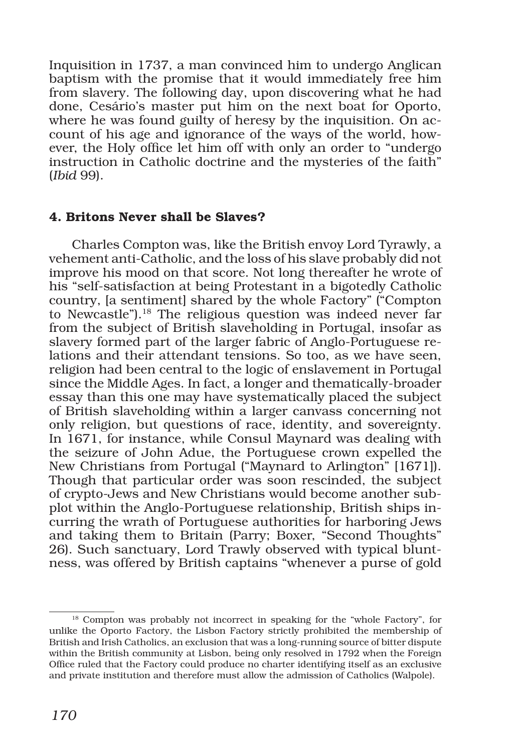Inquisition in 1737, a man convinced him to undergo Anglican baptism with the promise that it would immediately free him from slavery. The following day, upon discovering what he had done, Cesário's master put him on the next boat for Oporto, where he was found guilty of heresy by the inquisition. On account of his age and ignorance of the ways of the world, however, the Holy office let him off with only an order to "undergo instruction in Catholic doctrine and the mysteries of the faith" (*Ibid* 99).

### 4. Britons Never shall be Slaves?

Charles Compton was, like the British envoy Lord Tyrawly, a vehement anti-Catholic, and the loss of his slave probably did not improve his mood on that score. Not long thereafter he wrote of his "self-satisfaction at being Protestant in a bigotedly Catholic country, [a sentiment] shared by the whole Factory" ("Compton to Newcastle").[18] The religious question was indeed never far from the subject of British slaveholding in Portugal, insofar as slavery formed part of the larger fabric of Anglo-Portuguese relations and their attendant tensions. So too, as we have seen, religion had been central to the logic of enslavement in Portugal since the Middle Ages. In fact, a longer and thematically-broader essay than this one may have systematically placed the subject of British slaveholding within a larger canvass concerning not only religion, but questions of race, identity, and sovereignty. In 1671, for instance, while Consul Maynard was dealing with the seizure of John Adue, the Portuguese crown expelled the New Christians from Portugal ("Maynard to Arlington" [1671]). Though that particular order was soon rescinded, the subject of crypto-Jews and New Christians would become another subplot within the Anglo-Portuguese relationship, British ships incurring the wrath of Portuguese authorities for harboring Jews and taking them to Britain (Parry; Boxer, "Second Thoughts" 26). Such sanctuary, Lord Trawly observed with typical bluntness, was offered by British captains "whenever a purse of gold

---

[18] Compton was probably not incorrect in speaking for the "whole Factory", for unlike the Oporto Factory, the Lisbon Factory strictly prohibited the membership of British and Irish Catholics, an exclusion that was a long-running source of bitter dispute within the British community at Lisbon, being only resolved in 1792 when the Foreign Office ruled that the Factory could produce no charter identifying itself as an exclusive and private institution and therefore must allow the admission of Catholics (Walpole).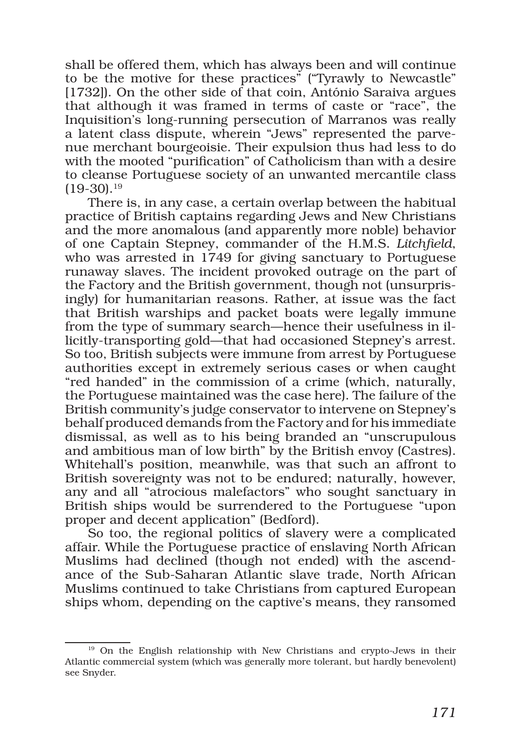shall be offered them, which has always been and will continue to be the motive for these practices" ("Tyrawly to Newcastle" [1732]). On the other side of that coin, António Saraiva argues that although it was framed in terms of caste or "race", the Inquisition's long-running persecution of Marranos was really a latent class dispute, wherein "Jews" represented the parvenue merchant bourgeoisie. Their expulsion thus had less to do with the mooted "purification" of Catholicism than with a desire to cleanse Portuguese society of an unwanted mercantile class (19-30).[19]

There is, in any case, a certain overlap between the habitual practice of British captains regarding Jews and New Christians and the more anomalous (and apparently more noble) behavior of one Captain Stepney, commander of the H.M.S. *Litchfield*, who was arrested in 1749 for giving sanctuary to Portuguese runaway slaves. The incident provoked outrage on the part of the Factory and the British government, though not (unsurprisingly) for humanitarian reasons. Rather, at issue was the fact that British warships and packet boats were legally immune from the type of summary search—hence their usefulness in illicitly-transporting gold—that had occasioned Stepney's arrest. So too, British subjects were immune from arrest by Portuguese authorities except in extremely serious cases or when caught "red handed" in the commission of a crime (which, naturally, the Portuguese maintained was the case here). The failure of the British community's judge conservator to intervene on Stepney's behalf produced demands from the Factory and for his immediate dismissal, as well as to his being branded an "unscrupulous and ambitious man of low birth" by the British envoy (Castres). Whitehall's position, meanwhile, was that such an affront to British sovereignty was not to be endured; naturally, however, any and all "atrocious malefactors" who sought sanctuary in British ships would be surrendered to the Portuguese "upon proper and decent application" (Bedford).

So too, the regional politics of slavery were a complicated affair. While the Portuguese practice of enslaving North African Muslims had declined (though not ended) with the ascendance of the Sub-Saharan Atlantic slave trade, North African Muslims continued to take Christians from captured European ships whom, depending on the captive's means, they ransomed

[19] On the English relationship with New Christians and crypto-Jews in their Atlantic commercial system (which was generally more tolerant, but hardly benevolent) see Snyder.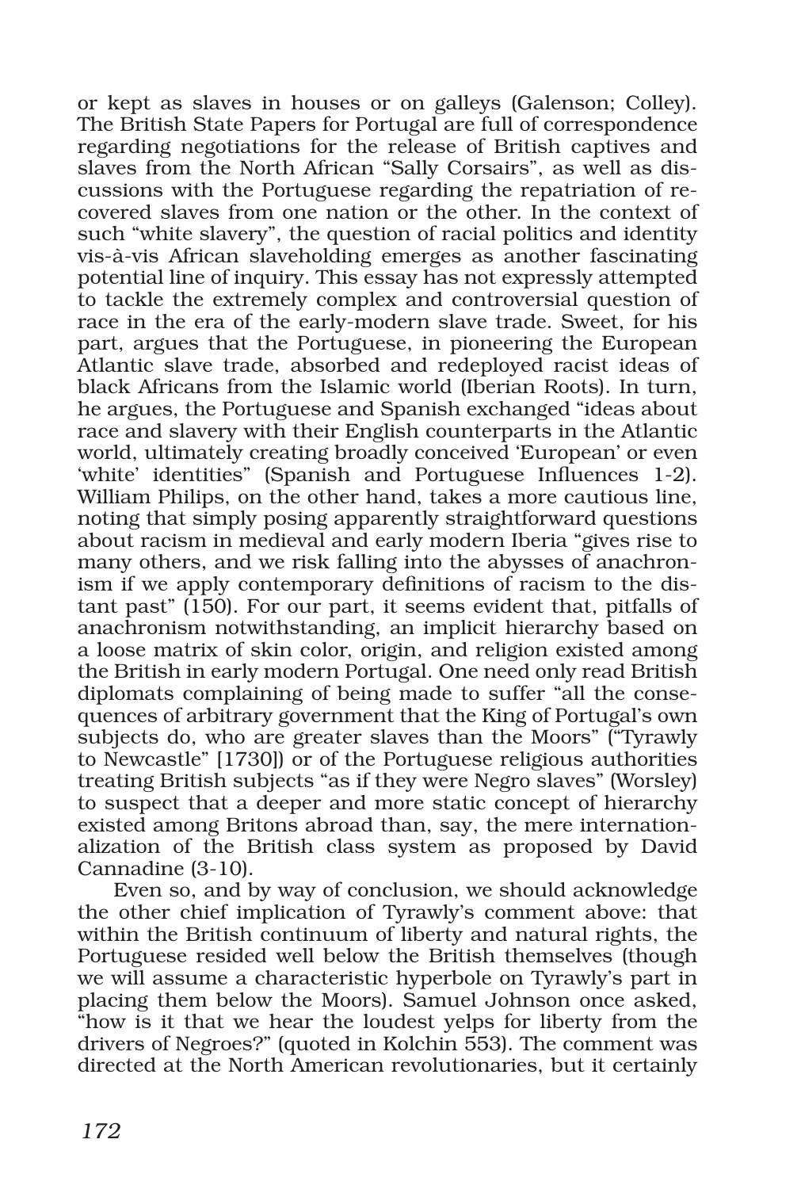or kept as slaves in houses or on galleys (Galenson; Colley). The British State Papers for Portugal are full of correspondence regarding negotiations for the release of British captives and slaves from the North African "Sally Corsairs", as well as discussions with the Portuguese regarding the repatriation of recovered slaves from one nation or the other. In the context of such "white slavery", the question of racial politics and identity vis-à-vis African slaveholding emerges as another fascinating potential line of inquiry. This essay has not expressly attempted to tackle the extremely complex and controversial question of race in the era of the early-modern slave trade. Sweet, for his part, argues that the Portuguese, in pioneering the European Atlantic slave trade, absorbed and redeployed racist ideas of black Africans from the Islamic world (Iberian Roots). In turn, he argues, the Portuguese and Spanish exchanged "ideas about race and slavery with their English counterparts in the Atlantic world, ultimately creating broadly conceived 'European' or even 'white' identities" (Spanish and Portuguese Influences 1-2). William Philips, on the other hand, takes a more cautious line, noting that simply posing apparently straightforward questions about racism in medieval and early modern Iberia "gives rise to many others, and we risk falling into the abysses of anachronism if we apply contemporary definitions of racism to the distant past" (150). For our part, it seems evident that, pitfalls of anachronism notwithstanding, an implicit hierarchy based on a loose matrix of skin color, origin, and religion existed among the British in early modern Portugal. One need only read British diplomats complaining of being made to suffer "all the consequences of arbitrary government that the King of Portugal's own subjects do, who are greater slaves than the Moors" ("Tyrawly to Newcastle" [1730]) or of the Portuguese religious authorities treating British subjects "as if they were Negro slaves" (Worsley) to suspect that a deeper and more static concept of hierarchy existed among Britons abroad than, say, the mere internationalization of the British class system as proposed by David Cannadine (3-10).

Even so, and by way of conclusion, we should acknowledge the other chief implication of Tyrawly's comment above: that within the British continuum of liberty and natural rights, the Portuguese resided well below the British themselves (though we will assume a characteristic hyperbole on Tyrawly's part in placing them below the Moors). Samuel Johnson once asked, "how is it that we hear the loudest yelps for liberty from the drivers of Negroes?" (quoted in Kolchin 553). The comment was directed at the North American revolutionaries, but it certainly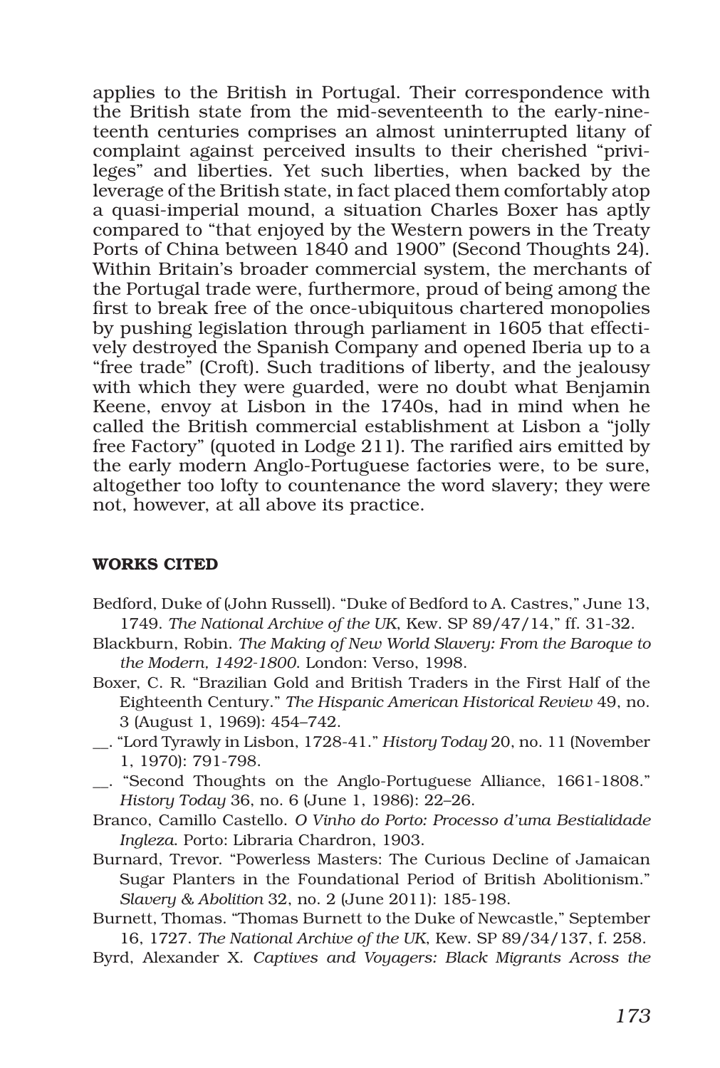applies to the British in Portugal. Their correspondence with the British state from the mid-seventeenth to the early-nineteenth centuries comprises an almost uninterrupted litany of complaint against perceived insults to their cherished "privileges" and liberties. Yet such liberties, when backed by the leverage of the British state, in fact placed them comfortably atop a quasi-imperial mound, a situation Charles Boxer has aptly compared to "that enjoyed by the Western powers in the Treaty Ports of China between 1840 and 1900" (Second Thoughts 24). Within Britain's broader commercial system, the merchants of the Portugal trade were, furthermore, proud of being among the first to break free of the once-ubiquitous chartered monopolies by pushing legislation through parliament in 1605 that effectively destroyed the Spanish Company and opened Iberia up to a "free trade" (Croft). Such traditions of liberty, and the jealousy with which they were guarded, were no doubt what Benjamin Keene, envoy at Lisbon in the 1740s, had in mind when he called the British commercial establishment at Lisbon a "jolly free Factory" (quoted in Lodge 211). The rarified airs emitted by the early modern Anglo-Portuguese factories were, to be sure, altogether too lofty to countenance the word slavery; they were not, however, at all above its practice.

## WORKS CITED

Bedford, Duke of (John Russell). "Duke of Bedford to A. Castres," June 13, 1749. *The National Archive of the UK*, Kew. SP 89/47/14," ff. 31-32.

Blackburn, Robin. *The Making of New World Slavery: From the Baroque to the Modern, 1492-1800.* London: Verso, 1998.

Boxer, C. R. "Brazilian Gold and British Traders in the First Half of the Eighteenth Century." *The Hispanic American Historical Review* 49, no. 3 (August 1, 1969): 454–742.

__. "Lord Tyrawly in Lisbon, 1728-41." *History Today* 20, no. 11 (November 1, 1970): 791-798.

__. "Second Thoughts on the Anglo-Portuguese Alliance, 1661-1808." *History Today* 36, no. 6 (June 1, 1986): 22–26.

Branco, Camillo Castello. *O Vinho do Porto: Processo d'uma Bestialidade Ingleza*. Porto: Libraria Chardron, 1903.

Burnard, Trevor. "Powerless Masters: The Curious Decline of Jamaican Sugar Planters in the Foundational Period of British Abolitionism." *Slavery & Abolition* 32, no. 2 (June 2011): 185-198.

Burnett, Thomas. "Thomas Burnett to the Duke of Newcastle," September 16, 1727. *The National Archive of the UK*, Kew. SP 89/34/137, f. 258.

Byrd, Alexander X. *Captives and Voyagers: Black Migrants Across the*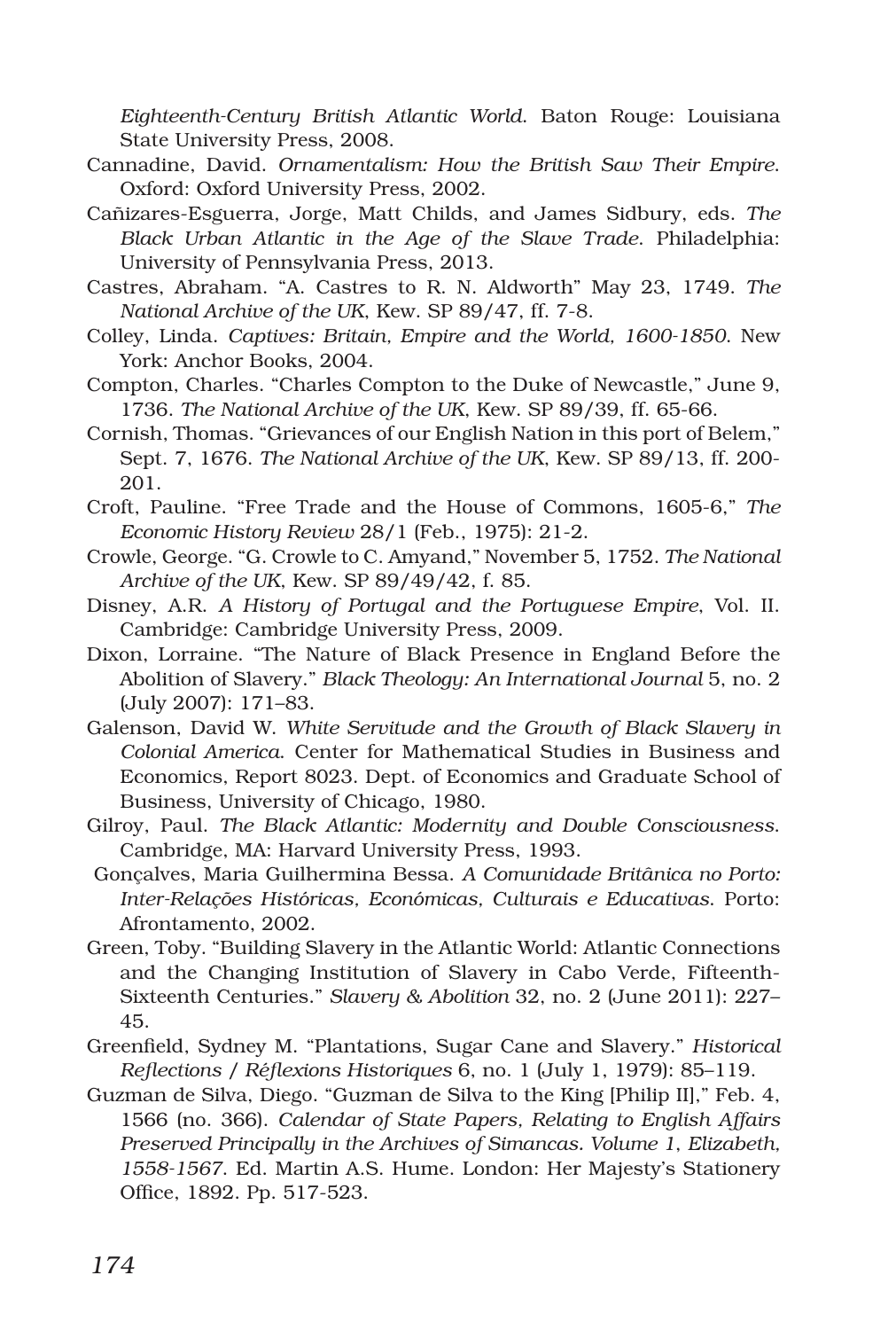*Eighteenth-Century British Atlantic World*. Baton Rouge: Louisiana State University Press, 2008.

Cannadine, David. *Ornamentalism: How the British Saw Their Empire*. Oxford: Oxford University Press, 2002.

Cañizares-Esguerra, Jorge, Matt Childs, and James Sidbury, eds. *The Black Urban Atlantic in the Age of the Slave Trade*. Philadelphia: University of Pennsylvania Press, 2013.

Castres, Abraham. "A. Castres to R. N. Aldworth" May 23, 1749. *The National Archive of the UK*, Kew. SP 89/47, ff. 7-8.

Colley, Linda. *Captives: Britain, Empire and the World, 1600-1850*. New York: Anchor Books, 2004.

Compton, Charles. "Charles Compton to the Duke of Newcastle," June 9, 1736. *The National Archive of the UK*, Kew. SP 89/39, ff. 65-66.

Cornish, Thomas. "Grievances of our English Nation in this port of Belem," Sept. 7, 1676. *The National Archive of the UK*, Kew. SP 89/13, ff. 200-201.

Croft, Pauline. "Free Trade and the House of Commons, 1605-6," *The Economic History Review* 28/1 (Feb., 1975): 21-2.

Crowle, George. "G. Crowle to C. Amyand," November 5, 1752. *The National Archive of the UK*, Kew. SP 89/49/42, f. 85.

Disney, A.R. *A History of Portugal and the Portuguese Empire*, Vol. II. Cambridge: Cambridge University Press, 2009.

Dixon, Lorraine. "The Nature of Black Presence in England Before the Abolition of Slavery." *Black Theology: An International Journal* 5, no. 2 (July 2007): 171–83.

Galenson, David W. *White Servitude and the Growth of Black Slavery in Colonial America*. Center for Mathematical Studies in Business and Economics, Report 8023. Dept. of Economics and Graduate School of Business, University of Chicago, 1980.

Gilroy, Paul. *The Black Atlantic: Modernity and Double Consciousness*. Cambridge, MA: Harvard University Press, 1993.

Gonçalves, Maria Guilhermina Bessa. *A Comunidade Britânica no Porto: Inter-Relações Históricas, Económicas, Culturais e Educativas*. Porto: Afrontamento, 2002.

Green, Toby. "Building Slavery in the Atlantic World: Atlantic Connections and the Changing Institution of Slavery in Cabo Verde, Fifteenth-Sixteenth Centuries." *Slavery & Abolition* 32, no. 2 (June 2011): 227–45.

Greenfield, Sydney M. "Plantations, Sugar Cane and Slavery." *Historical Reflections / Réflexions Historiques* 6, no. 1 (July 1, 1979): 85–119.

Guzman de Silva, Diego. "Guzman de Silva to the King [Philip II]," Feb. 4, 1566 (no. 366). *Calendar of State Papers, Relating to English Affairs Preserved Principally in the Archives of Simancas. Volume 1, Elizabeth, 1558-1567*. Ed. Martin A.S. Hume. London: Her Majesty's Stationery Office, 1892. Pp. 517-523.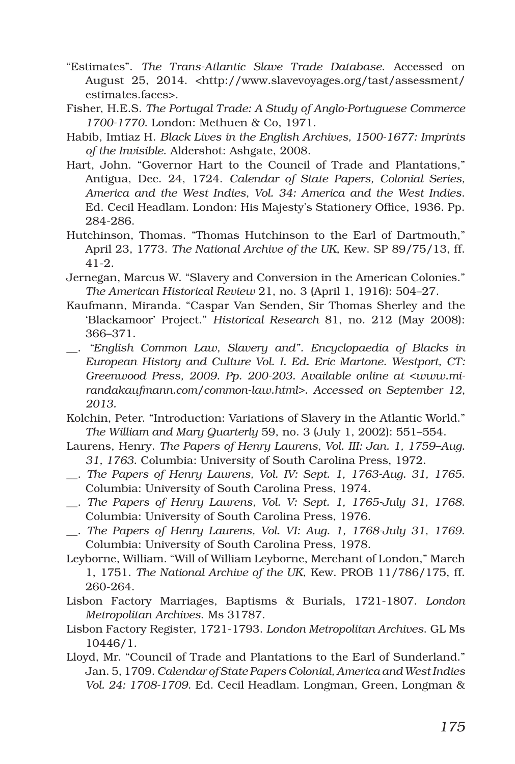"Estimates". *The Trans-Atlantic Slave Trade Database*. Accessed on August 25, 2014. <http://www.slavevoyages.org/tast/assessment/estimates.faces>.

Fisher, H.E.S. *The Portugal Trade: A Study of Anglo-Portuguese Commerce 1700-1770*. London: Methuen & Co, 1971.

Habib, Imtiaz H. *Black Lives in the English Archives, 1500-1677: Imprints of the Invisible*. Aldershot: Ashgate, 2008.

Hart, John. "Governor Hart to the Council of Trade and Plantations," Antigua, Dec. 24, 1724. *Calendar of State Papers, Colonial Series, America and the West Indies, Vol. 34: America and the West Indies*. Ed. Cecil Headlam. London: His Majesty's Stationery Office, 1936. Pp. 284-286.

Hutchinson, Thomas. "Thomas Hutchinson to the Earl of Dartmouth," April 23, 1773. *The National Archive of the UK*, Kew. SP 89/75/13, ff. 41-2.

Jernegan, Marcus W. "Slavery and Conversion in the American Colonies." *The American Historical Review* 21, no. 3 (April 1, 1916): 504–27.

Kaufmann, Miranda. "Caspar Van Senden, Sir Thomas Sherley and the 'Blackamoor' Project." *Historical Research* 81, no. 212 (May 2008): 366–371.

__. *"English Common Law, Slavery and". Encyclopaedia of Blacks in European History and Culture Vol. I. Ed. Eric Martone. Westport, CT: Greenwood Press, 2009. Pp. 200-203. Available online at <www.mirandakaufmann.com/common-law.html>. Accessed on September 12, 2013.*

Kolchin, Peter. "Introduction: Variations of Slavery in the Atlantic World." *The William and Mary Quarterly* 59, no. 3 (July 1, 2002): 551–554.

Laurens, Henry. *The Papers of Henry Laurens, Vol. III: Jan. 1, 1759–Aug. 31, 1763*. Columbia: University of South Carolina Press, 1972.

__. *The Papers of Henry Laurens, Vol. IV: Sept. 1, 1763-Aug. 31, 1765*. Columbia: University of South Carolina Press, 1974.

__. *The Papers of Henry Laurens, Vol. V: Sept. 1, 1765-July 31, 1768*. Columbia: University of South Carolina Press, 1976.

__. *The Papers of Henry Laurens, Vol. VI: Aug. 1, 1768-July 31, 1769*. Columbia: University of South Carolina Press, 1978.

Leyborne, William. "Will of William Leyborne, Merchant of London," March 1, 1751. *The National Archive of the UK*, Kew. PROB 11/786/175, ff. 260-264.

Lisbon Factory Marriages, Baptisms & Burials, 1721-1807. *London Metropolitan Archives*. Ms 31787.

Lisbon Factory Register, 1721-1793. *London Metropolitan Archives*. GL Ms 10446/1.

Lloyd, Mr. "Council of Trade and Plantations to the Earl of Sunderland." Jan. 5, 1709. *Calendar of State Papers Colonial, America and West Indies Vol. 24: 1708-1709*. Ed. Cecil Headlam. Longman, Green, Longman &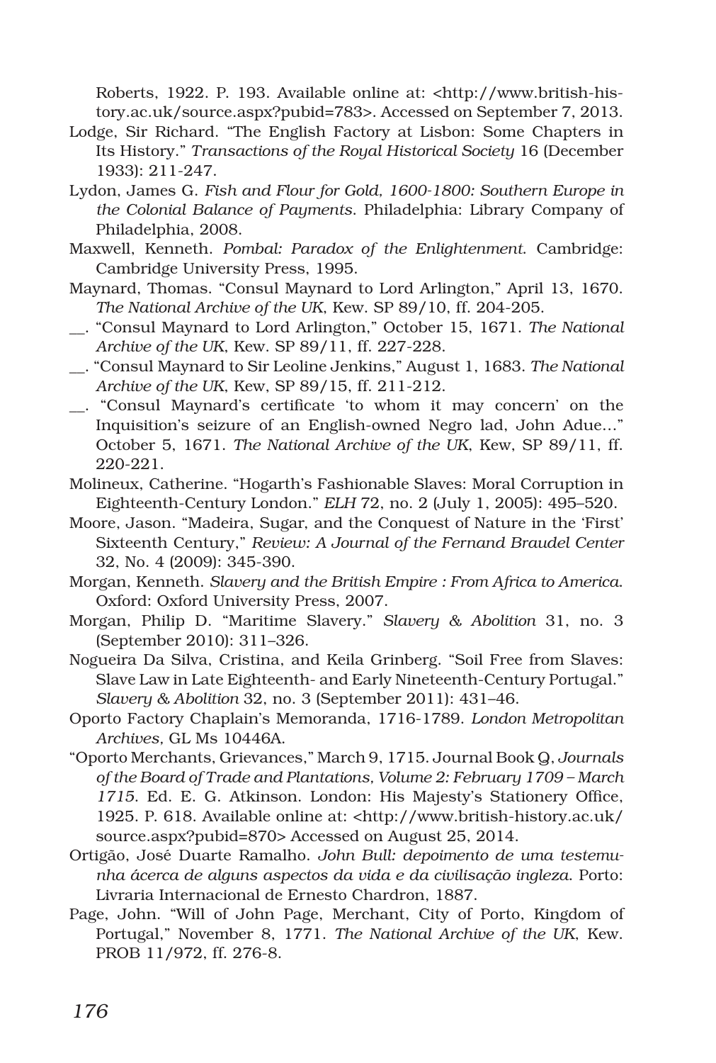Roberts, 1922. P. 193. Available online at: <http://www.british-history.ac.uk/source.aspx?pubid=783>. Accessed on September 7, 2013.

Lodge, Sir Richard. "The English Factory at Lisbon: Some Chapters in Its History." *Transactions of the Royal Historical Society* 16 (December 1933): 211-247.

Lydon, James G. *Fish and Flour for Gold, 1600-1800: Southern Europe in the Colonial Balance of Payments*. Philadelphia: Library Company of Philadelphia, 2008.

Maxwell, Kenneth. *Pombal: Paradox of the Enlightenment*. Cambridge: Cambridge University Press, 1995.

Maynard, Thomas. "Consul Maynard to Lord Arlington," April 13, 1670. *The National Archive of the UK*, Kew. SP 89/10, ff. 204-205.

__. "Consul Maynard to Lord Arlington," October 15, 1671. *The National Archive of the UK*, Kew. SP 89/11, ff. 227-228.

__. "Consul Maynard to Sir Leoline Jenkins," August 1, 1683. *The National Archive of the UK*, Kew, SP 89/15, ff. 211-212.

__. "Consul Maynard's certificate 'to whom it may concern' on the Inquisition's seizure of an English-owned Negro lad, John Adue..." October 5, 1671. *The National Archive of the UK*, Kew, SP 89/11, ff. 220-221.

Molineux, Catherine. "Hogarth's Fashionable Slaves: Moral Corruption in Eighteenth-Century London." *ELH* 72, no. 2 (July 1, 2005): 495–520.

Moore, Jason. "Madeira, Sugar, and the Conquest of Nature in the 'First' Sixteenth Century," *Review: A Journal of the Fernand Braudel Center* 32, No. 4 (2009): 345-390.

Morgan, Kenneth. *Slavery and the British Empire : From Africa to America*. Oxford: Oxford University Press, 2007.

Morgan, Philip D. "Maritime Slavery." *Slavery & Abolition* 31, no. 3 (September 2010): 311–326.

Nogueira Da Silva, Cristina, and Keila Grinberg. "Soil Free from Slaves: Slave Law in Late Eighteenth- and Early Nineteenth-Century Portugal." *Slavery & Abolition* 32, no. 3 (September 2011): 431–46.

Oporto Factory Chaplain's Memoranda, 1716-1789. *London Metropolitan Archives*, GL Ms 10446A.

"Oporto Merchants, Grievances," March 9, 1715. Journal Book Q, *Journals of the Board of Trade and Plantations, Volume 2: February 1709 – March 1715*. Ed. E. G. Atkinson. London: His Majesty's Stationery Office, 1925. P. 618. Available online at: <http://www.british-history.ac.uk/source.aspx?pubid=870> Accessed on August 25, 2014.

Ortigão, José Duarte Ramalho. *John Bull: depoimento de uma testemunha ácerca de alguns aspectos da vida e da civilisação ingleza*. Porto: Livraria Internacional de Ernesto Chardron, 1887.

Page, John. "Will of John Page, Merchant, City of Porto, Kingdom of Portugal," November 8, 1771. *The National Archive of the UK*, Kew. PROB 11/972, ff. 276-8.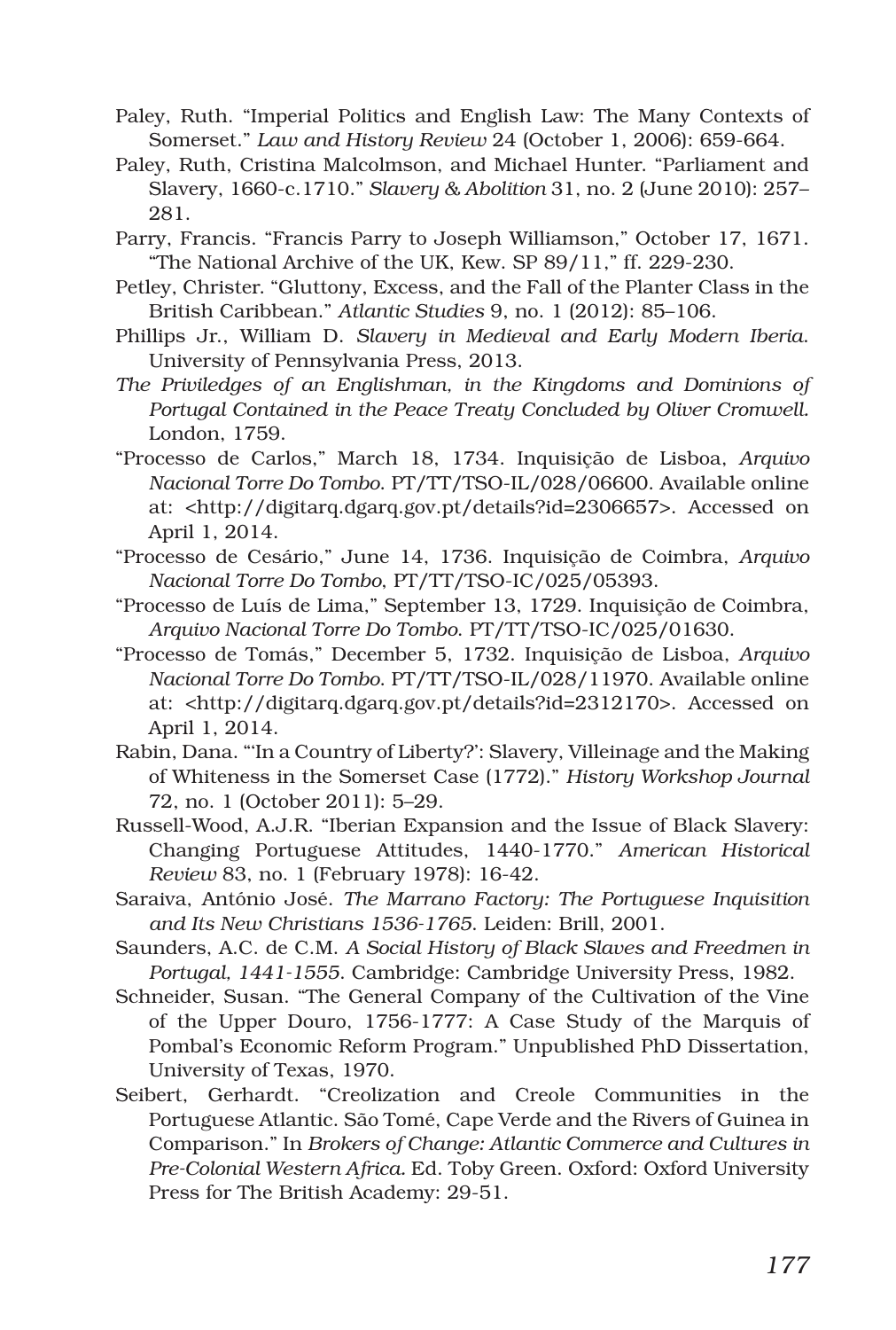Paley, Ruth. "Imperial Politics and English Law: The Many Contexts of Somerset." *Law and History Review* 24 (October 1, 2006): 659-664.

Paley, Ruth, Cristina Malcolmson, and Michael Hunter. "Parliament and Slavery, 1660-c.1710." *Slavery & Abolition* 31, no. 2 (June 2010): 257–281.

Parry, Francis. "Francis Parry to Joseph Williamson," October 17, 1671. "The National Archive of the UK, Kew. SP 89/11," ff. 229-230.

Petley, Christer. "Gluttony, Excess, and the Fall of the Planter Class in the British Caribbean." *Atlantic Studies* 9, no. 1 (2012): 85–106.

Phillips Jr., William D. *Slavery in Medieval and Early Modern Iberia*. University of Pennsylvania Press, 2013.

*The Priviledges of an Englishman, in the Kingdoms and Dominions of Portugal Contained in the Peace Treaty Concluded by Oliver Cromwell*. London, 1759.

"Processo de Carlos," March 18, 1734. Inquisição de Lisboa, *Arquivo Nacional Torre Do Tombo*. PT/TT/TSO-IL/028/06600. Available online at: <http://digitarq.dgarq.gov.pt/details?id=2306657>. Accessed on April 1, 2014.

"Processo de Cesário," June 14, 1736. Inquisição de Coimbra, *Arquivo Nacional Torre Do Tombo*, PT/TT/TSO-IC/025/05393.

"Processo de Luís de Lima," September 13, 1729. Inquisição de Coimbra, *Arquivo Nacional Torre Do Tombo*. PT/TT/TSO-IC/025/01630.

"Processo de Tomás," December 5, 1732. Inquisição de Lisboa, *Arquivo Nacional Torre Do Tombo*. PT/TT/TSO-IL/028/11970. Available online at: <http://digitarq.dgarq.gov.pt/details?id=2312170>. Accessed on April 1, 2014.

Rabin, Dana. "'In a Country of Liberty?': Slavery, Villeinage and the Making of Whiteness in the Somerset Case (1772)." *History Workshop Journal* 72, no. 1 (October 2011): 5–29.

Russell-Wood, A.J.R. "Iberian Expansion and the Issue of Black Slavery: Changing Portuguese Attitudes, 1440-1770." *American Historical Review* 83, no. 1 (February 1978): 16-42.

Saraiva, António José. *The Marrano Factory: The Portuguese Inquisition and Its New Christians 1536-1765*. Leiden: Brill, 2001.

Saunders, A.C. de C.M. *A Social History of Black Slaves and Freedmen in Portugal, 1441-1555*. Cambridge: Cambridge University Press, 1982.

Schneider, Susan. "The General Company of the Cultivation of the Vine of the Upper Douro, 1756-1777: A Case Study of the Marquis of Pombal's Economic Reform Program." Unpublished PhD Dissertation, University of Texas, 1970.

Seibert, Gerhardt. "Creolization and Creole Communities in the Portuguese Atlantic. São Tomé, Cape Verde and the Rivers of Guinea in Comparison." In *Brokers of Change: Atlantic Commerce and Cultures in Pre-Colonial Western Africa*. Ed. Toby Green. Oxford: Oxford University Press for The British Academy: 29-51.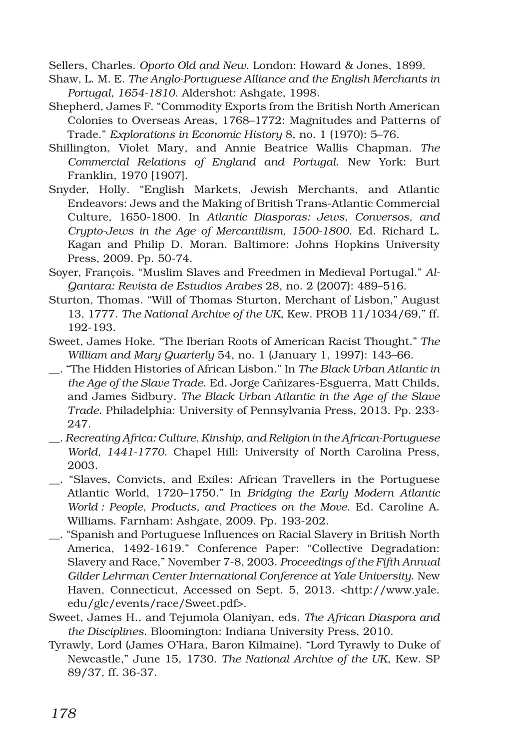Sellers, Charles. *Oporto Old and New*. London: Howard & Jones, 1899.

Shaw, L. M. E. *The Anglo-Portuguese Alliance and the English Merchants in Portugal, 1654-1810*. Aldershot: Ashgate, 1998.

Shepherd, James F. "Commodity Exports from the British North American Colonies to Overseas Areas, 1768–1772: Magnitudes and Patterns of Trade." *Explorations in Economic History* 8, no. 1 (1970): 5–76.

Shillington, Violet Mary, and Annie Beatrice Wallis Chapman. *The Commercial Relations of England and Portugal*. New York: Burt Franklin, 1970 [1907].

Snyder, Holly. "English Markets, Jewish Merchants, and Atlantic Endeavors: Jews and the Making of British Trans-Atlantic Commercial Culture, 1650-1800. In *Atlantic Diasporas: Jews, Conversos, and Crypto-Jews in the Age of Mercantilism, 1500-1800*. Ed. Richard L. Kagan and Philip D. Moran. Baltimore: Johns Hopkins University Press, 2009. Pp. 50-74.

Soyer, François. "Muslim Slaves and Freedmen in Medieval Portugal." *Al-Qantara: Revista de Estudios Arabes* 28, no. 2 (2007): 489–516.

Sturton, Thomas. "Will of Thomas Sturton, Merchant of Lisbon," August 13, 1777. *The National Archive of the UK*, Kew. PROB 11/1034/69," ff. 192-193.

Sweet, James Hoke. "The Iberian Roots of American Racist Thought." *The William and Mary Quarterly* 54, no. 1 (January 1, 1997): 143–66.

__. "The Hidden Histories of African Lisbon." In *The Black Urban Atlantic in the Age of the Slave Trade*. Ed. Jorge Cañizares-Esguerra, Matt Childs, and James Sidbury. *The Black Urban Atlantic in the Age of the Slave Trade*. Philadelphia: University of Pennsylvania Press, 2013. Pp. 233-247.

__. *Recreating Africa: Culture, Kinship, and Religion in the African-Portuguese World, 1441-1770*. Chapel Hill: University of North Carolina Press, 2003.

__. "Slaves, Convicts, and Exiles: African Travellers in the Portuguese Atlantic World, 1720–1750." In *Bridging the Early Modern Atlantic World : People, Products, and Practices on the Move*. Ed. Caroline A. Williams. Farnham: Ashgate, 2009. Pp. 193-202.

__. "Spanish and Portuguese Influences on Racial Slavery in British North America, 1492-1619." Conference Paper: "Collective Degradation: Slavery and Race," November 7-8, 2003. *Proceedings of the Fifth Annual Gilder Lehrman Center International Conference at Yale University*. New Haven, Connecticut, Accessed on Sept. 5, 2013. <http://www.yale.edu/glc/events/race/Sweet.pdf>.

Sweet, James H., and Tejumola Olaniyan, eds. *The African Diaspora and the Disciplines*. Bloomington: Indiana University Press, 2010.

Tyrawly, Lord (James O'Hara, Baron Kilmaine). "Lord Tyrawly to Duke of Newcastle," June 15, 1730. *The National Archive of the UK*, Kew. SP 89/37, ff. 36-37.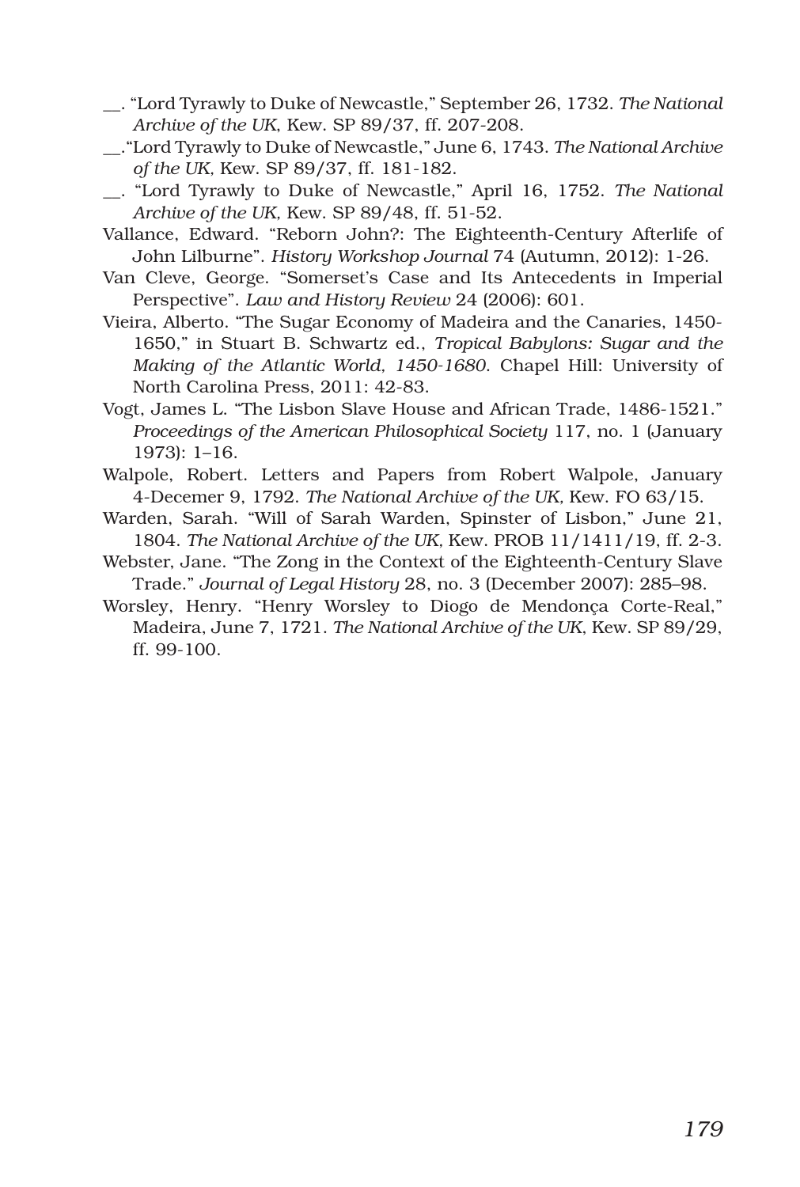__. "Lord Tyrawly to Duke of Newcastle," September 26, 1732. *The National Archive of the UK*, Kew. SP 89/37, ff. 207-208.

__."Lord Tyrawly to Duke of Newcastle," June 6, 1743. *The National Archive of the UK,* Kew. SP 89/37, ff. 181-182.

__. "Lord Tyrawly to Duke of Newcastle," April 16, 1752. *The National Archive of the UK,* Kew. SP 89/48, ff. 51-52.

Vallance, Edward. "Reborn John?: The Eighteenth-Century Afterlife of John Lilburne". *History Workshop Journal* 74 (Autumn, 2012): 1-26.

Van Cleve, George. "Somerset's Case and Its Antecedents in Imperial Perspective". *Law and History Review* 24 (2006): 601.

Vieira, Alberto. "The Sugar Economy of Madeira and the Canaries, 1450-1650," in Stuart B. Schwartz ed., *Tropical Babylons: Sugar and the Making of the Atlantic World, 1450-1680*. Chapel Hill: University of North Carolina Press, 2011: 42-83.

Vogt, James L. "The Lisbon Slave House and African Trade, 1486-1521." *Proceedings of the American Philosophical Society* 117, no. 1 (January 1973): 1–16.

Walpole, Robert. Letters and Papers from Robert Walpole, January 4-Decemer 9, 1792. *The National Archive of the UK,* Kew. FO 63/15.

Warden, Sarah. "Will of Sarah Warden, Spinster of Lisbon," June 21, 1804. *The National Archive of the UK,* Kew. PROB 11/1411/19, ff. 2-3.

Webster, Jane. "The Zong in the Context of the Eighteenth-Century Slave Trade." *Journal of Legal History* 28, no. 3 (December 2007): 285–98.

Worsley, Henry. "Henry Worsley to Diogo de Mendonça Corte-Real," Madeira, June 7, 1721. *The National Archive of the UK*, Kew. SP 89/29, ff. 99-100.